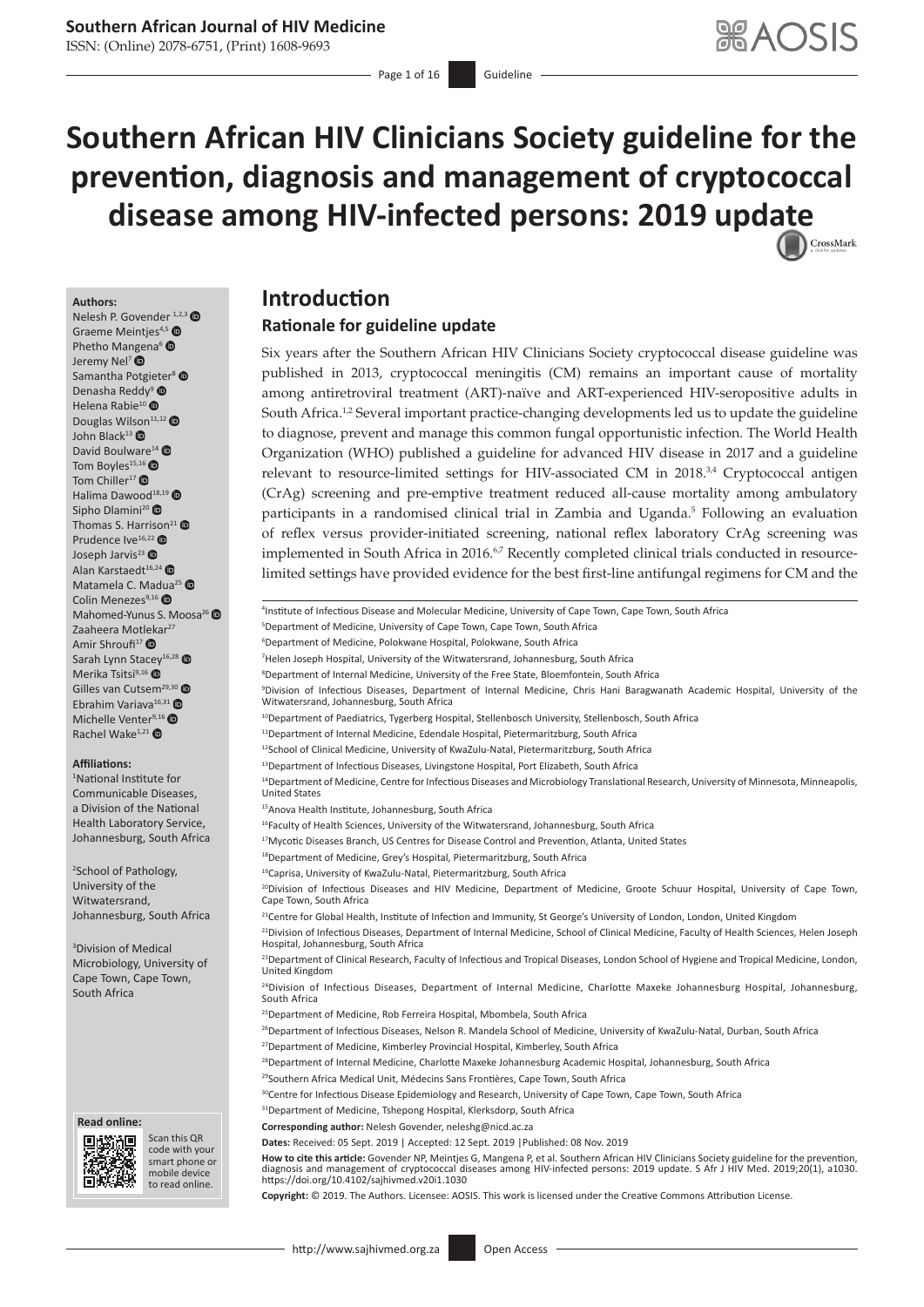# Southern African HIV Clinicians Society guideline for the prevention, diagnosis and management of cryptococcal disease among HIV-infected persons: 2019 update

**Authors:**
Nelesh P. Govender[1,2,3]
Graeme Meintjes[4,5]
Phetho Mangena[6]
Jeremy Nel[7]
Samantha Potgieter[8]
Denasha Reddy[9]
Helena Rabie[10]
Douglas Wilson[11,12]
John Black[13]
David Boulware[14]
Tom Boyles[15,16]
Tom Chiller[17]
Halima Dawood[18,19]
Sipho Dlamini[20]
Thomas S. Harrison[21]
Prudence Ive[16,22]
Joseph Jarvis[23]
Alan Karstaedt[16,24]
Matamela C. Madua[25]
Colin Menezes[9,16]
Mahomed-Yunus S. Moosa[26]
Zaaheera Motlekar[27]
Amir Shroufi[17]
Sarah Lynn Stacey[16,28]
Merika Tsitsi[9,16]
Gilles van Cutsem[29,30]
Ebrahim Variava[16,31]
Michelle Venter[9,16]
Rachel Wake[1,21]

**Affiliations:**

[1]National Institute for Communicable Diseases, a Division of the National Health Laboratory Service, Johannesburg, South Africa

[2]School of Pathology, University of the Witwatersrand, Johannesburg, South Africa

[3]Division of Medical Microbiology, University of Cape Town, Cape Town, South Africa

[4]Institute of Infectious Disease and Molecular Medicine, University of Cape Town, Cape Town, South Africa

[5]Department of Medicine, University of Cape Town, Cape Town, South Africa

[6]Department of Medicine, Polokwane Hospital, Polokwane, South Africa

[7]Helen Joseph Hospital, University of the Witwatersrand, Johannesburg, South Africa

[8]Department of Internal Medicine, University of the Free State, Bloemfontein, South Africa

[9]Division of Infectious Diseases, Department of Internal Medicine, Chris Hani Baragwanath Academic Hospital, University of the Witwatersrand, Johannesburg, South Africa

[10]Department of Paediatrics, Tygerberg Hospital, Stellenbosch University, Stellenbosch, South Africa

[11]Department of Internal Medicine, Edendale Hospital, Pietermaritzburg, South Africa

[12]School of Clinical Medicine, University of KwaZulu-Natal, Pietermaritzburg, South Africa

[13]Department of Infectious Diseases, Livingstone Hospital, Port Elizabeth, South Africa

[14]Department of Medicine, Centre for Infectious Diseases and Microbiology Translational Research, University of Minnesota, Minneapolis, United States

[15]Anova Health Institute, Johannesburg, South Africa

[16]Faculty of Health Sciences, University of the Witwatersrand, Johannesburg, South Africa

[17]Mycotic Diseases Branch, US Centres for Disease Control and Prevention, Atlanta, United States

[18]Department of Medicine, Grey's Hospital, Pietermaritzburg, South Africa

[19]Caprisa, University of KwaZulu-Natal, Pietermaritzburg, South Africa

[20]Division of Infectious Diseases and HIV Medicine, Department of Medicine, Groote Schuur Hospital, University of Cape Town, Cape Town, South Africa

[21]Centre for Global Health, Institute of Infection and Immunity, St George's University of London, London, United Kingdom

[22]Division of Infectious Diseases, Department of Internal Medicine, School of Clinical Medicine, Faculty of Health Sciences, Helen Joseph Hospital, Johannesburg, South Africa

[23]Department of Clinical Research, Faculty of Infectious and Tropical Diseases, London School of Hygiene and Tropical Medicine, London, United Kingdom

[24]Division of Infectious Diseases, Department of Internal Medicine, Charlotte Maxeke Johannesburg Hospital, Johannesburg, South Africa

[25]Department of Medicine, Rob Ferreira Hospital, Mbombela, South Africa

[26]Department of Infectious Diseases, Nelson R. Mandela School of Medicine, University of KwaZulu-Natal, Durban, South Africa

[27]Department of Medicine, Kimberley Provincial Hospital, Kimberley, South Africa

[28]Department of Internal Medicine, Charlotte Maxeke Johannesburg Academic Hospital, Johannesburg, South Africa

[29]Southern Africa Medical Unit, Médecins Sans Frontières, Cape Town, South Africa

[30]Centre for Infectious Disease Epidemiology and Research, University of Cape Town, Cape Town, South Africa

[31]Department of Medicine, Tshepong Hospital, Klerksdorp, South Africa

**Corresponding author:** Nelesh Govender, neleshg@nicd.ac.za

**Dates:** Received: 05 Sept. 2019 | Accepted: 12 Sept. 2019 | Published: 08 Nov. 2019

**How to cite this article:** Govender NP, Meintjes G, Mangena P, et al. Southern African HIV Clinicians Society guideline for the prevention, diagnosis and management of cryptococcal diseases among HIV-infected persons: 2019 update. S Afr J HIV Med. 2019;20(1), a1030. https://doi.org/10.4102/sajhivmed.v20i1.1030

**Copyright:** © 2019. The Authors. Licensee: AOSIS. This work is licensed under the Creative Commons Attribution License.

**Read online:** Scan this QR code with your smart phone or mobile device to read online.

## Introduction

### Rationale for guideline update

Six years after the Southern African HIV Clinicians Society cryptococcal disease guideline was published in 2013, cryptococcal meningitis (CM) remains an important cause of mortality among antiretroviral treatment (ART)-naïve and ART-experienced HIV-seropositive adults in South Africa.[1,2] Several important practice-changing developments led us to update the guideline to diagnose, prevent and manage this common fungal opportunistic infection. The World Health Organization (WHO) published a guideline for advanced HIV disease in 2017 and a guideline relevant to resource-limited settings for HIV-associated CM in 2018.[3,4] Cryptococcal antigen (CrAg) screening and pre-emptive treatment reduced all-cause mortality among ambulatory participants in a randomised clinical trial in Zambia and Uganda.[5] Following an evaluation of reflex versus provider-initiated screening, national reflex laboratory CrAg screening was implemented in South Africa in 2016.[6,7] Recently completed clinical trials conducted in resource-limited settings have provided evidence for the best first-line antifungal regimens for CM and the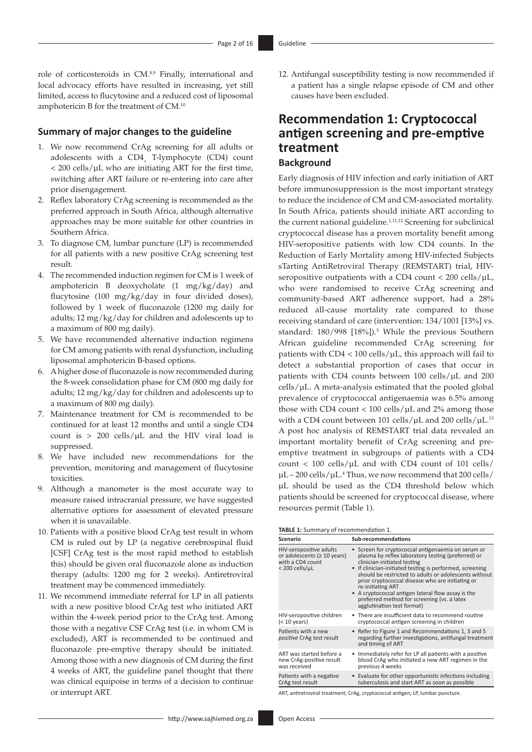role of corticosteroids in CM.[8,9] Finally, international and local advocacy efforts have resulted in increasing, yet still limited, access to flucytosine and a reduced cost of liposomal amphotericin B for the treatment of CM.[10]

### Summary of major changes to the guideline

1. We now recommend CrAg screening for all adults or adolescents with a $CD4_+$ T-lymphocyte (CD4) count < 200 cells/µL who are initiating ART for the first time, switching after ART failure or re-entering into care after prior disengagement.
2. Reflex laboratory CrAg screening is recommended as the preferred approach in South Africa, although alternative approaches may be more suitable for other countries in Southern Africa.
3. To diagnose CM, lumbar puncture (LP) is recommended for all patients with a new positive CrAg screening test result.
4. The recommended induction regimen for CM is 1 week of amphotericin B deoxycholate (1 mg/kg/day) and flucytosine (100 mg/kg/day in four divided doses), followed by 1 week of fluconazole (1200 mg daily for adults; 12 mg/kg/day for children and adolescents up to a maximum of 800 mg daily).
5. We have recommended alternative induction regimens for CM among patients with renal dysfunction, including liposomal amphotericin B-based options.
6. A higher dose of fluconazole is now recommended during the 8-week consolidation phase for CM (800 mg daily for adults; 12 mg/kg/day for children and adolescents up to a maximum of 800 mg daily).
7. Maintenance treatment for CM is recommended to be continued for at least 12 months and until a single CD4 count is > 200 cells/µL and the HIV viral load is suppressed.
8. We have included new recommendations for the prevention, monitoring and management of flucytosine toxicities.
9. Although a manometer is the most accurate way to measure raised intracranial pressure, we have suggested alternative options for assessment of elevated pressure when it is unavailable.
10. Patients with a positive blood CrAg test result in whom CM is ruled out by LP (a negative cerebrospinal fluid [CSF] CrAg test is the most rapid method to establish this) should be given oral fluconazole alone as induction therapy (adults: 1200 mg for 2 weeks). Antiretroviral treatment may be commenced immediately.
11. We recommend immediate referral for LP in all patients with a new positive blood CrAg test who initiated ART within the 4-week period prior to the CrAg test. Among those with a negative CSF CrAg test (i.e. in whom CM is excluded), ART is recommended to be continued and fluconazole pre-emptive therapy should be initiated. Among those with a new diagnosis of CM during the first 4 weeks of ART, the guideline panel thought that there was clinical equipoise in terms of a decision to continue or interrupt ART.
12. Antifungal susceptibility testing is now recommended if a patient has a single relapse episode of CM and other causes have been excluded.

## Recommendation 1: Cryptococcal antigen screening and pre-emptive treatment

### Background

Early diagnosis of HIV infection and early initiation of ART before immunosuppression is the most important strategy to reduce the incidence of CM and CM-associated mortality. In South Africa, patients should initiate ART according to the current national guideline.[1,11,12] Screening for subclinical cryptococcal disease has a proven mortality benefit among HIV-seropositive patients with low CD4 counts. In the Reduction of Early Mortality among HIV-infected Subjects sTarting AntiRetroviral Therapy (REMSTART) trial, HIV-seropositive outpatients with a CD4 count < 200 cells/µL, who were randomised to receive CrAg screening and community-based ART adherence support, had a 28% reduced all-cause mortality rate compared to those receiving standard of care (intervention: 134/1001 [13%] vs. standard: 180/998 [18%]).[5] While the previous Southern African guideline recommended CrAg screening for patients with CD4 < 100 cells/µL, this approach will fail to detect a substantial proportion of cases that occur in patients with CD4 counts between 100 cells/µL and 200 cells/µL. A meta-analysis estimated that the pooled global prevalence of cryptococcal antigenaemia was 6.5% among those with CD4 count < 100 cells/µL and 2% among those with a CD4 count between 101 cells/µL and 200 cells/µL.[13] A post hoc analysis of REMSTART trial data revealed an important mortality benefit of CrAg screening and pre-emptive treatment in subgroups of patients with a CD4 count < 100 cells/µL and with CD4 count of 101 cells/µL – 200 cells/µL.[4] Thus, we now recommend that 200 cells/µL should be used as the CD4 threshold below which patients should be screened for cryptococcal disease, where resources permit (Table 1).

**TABLE 1:** Summary of recommendation 1.

| Scenario | Sub-recommendations |
|---|---|
| HIV-seropositive adults or adolescents (≥ 10 years) with a CD4 count < 200 cells/µL | • Screen for cryptococcal antigenaemia on serum or plasma by reflex laboratory testing (preferred) or clinician-initiated testing<br>• If clinician-initiated testing is performed, screening should be restricted to adults or adolescents without prior cryptococcal disease who are initiating or re-initiating ART<br>• A cryptococcal antigen lateral flow assay is the preferred method for screening (vs. a latex agglutination test format) |
| HIV-seropositive children (< 10 years) | • There are insufficient data to recommend routine cryptococcal antigen screening in children |
| Patients with a new *positive* CrAg test result | • Refer to Figure 1 and Recommendations 1, 3 and 5 regarding further investigations, antifungal treatment and timing of ART |
| ART was started before a new CrAg-positive result was received | • Immediately refer for LP all patients with a positive blood CrAg who initiated a new ART regimen in the previous 4 weeks |
| Patients with a negative CrAg test result | • Evaluate for other opportunistic infections including tuberculosis and start ART as soon as possible |

ART, antiretroviral treatment; CrAg, cryptococcal antigen; LP, lumbar puncture.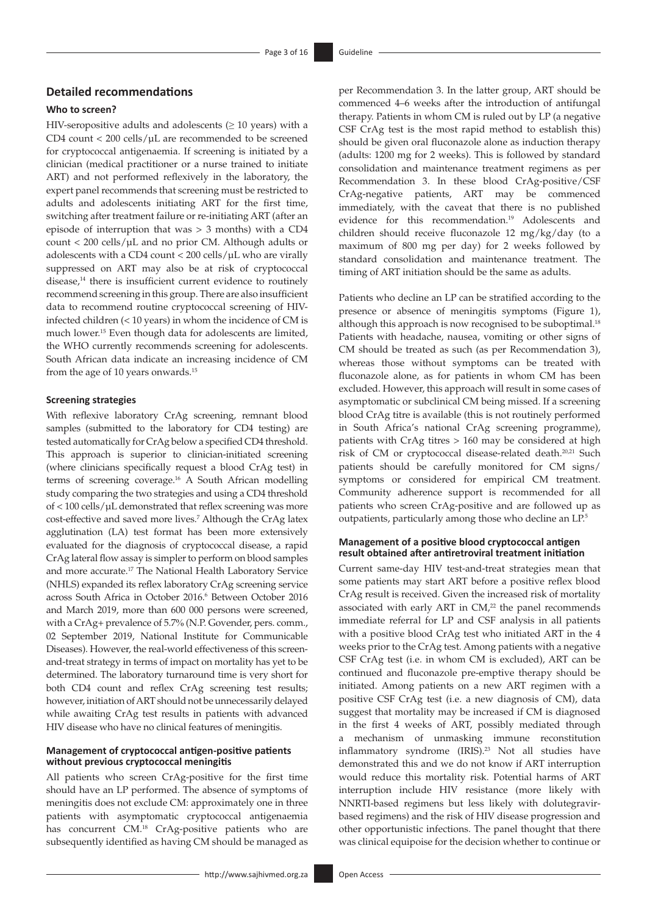## Detailed recommendations

### Who to screen?

HIV-seropositive adults and adolescents (≥ 10 years) with a CD4 count < 200 cells/μL are recommended to be screened for cryptococcal antigenaemia. If screening is initiated by a clinician (medical practitioner or a nurse trained to initiate ART) and not performed reflexively in the laboratory, the expert panel recommends that screening must be restricted to adults and adolescents initiating ART for the first time, switching after treatment failure or re-initiating ART (after an episode of interruption that was > 3 months) with a CD4 count < 200 cells/μL and no prior CM. Although adults or adolescents with a CD4 count < 200 cells/μL who are virally suppressed on ART may also be at risk of cryptococcal disease,[14] there is insufficient current evidence to routinely recommend screening in this group. There are also insufficient data to recommend routine cryptococcal screening of HIV-infected children (< 10 years) in whom the incidence of CM is much lower.[15] Even though data for adolescents are limited, the WHO currently recommends screening for adolescents. South African data indicate an increasing incidence of CM from the age of 10 years onwards.[15]

### Screening strategies

With reflexive laboratory CrAg screening, remnant blood samples (submitted to the laboratory for CD4 testing) are tested automatically for CrAg below a specified CD4 threshold. This approach is superior to clinician-initiated screening (where clinicians specifically request a blood CrAg test) in terms of screening coverage.[16] A South African modelling study comparing the two strategies and using a CD4 threshold of < 100 cells/μL demonstrated that reflex screening was more cost-effective and saved more lives.[7] Although the CrAg latex agglutination (LA) test format has been more extensively evaluated for the diagnosis of cryptococcal disease, a rapid CrAg lateral flow assay is simpler to perform on blood samples and more accurate.[17] The National Health Laboratory Service (NHLS) expanded its reflex laboratory CrAg screening service across South Africa in October 2016.[6] Between October 2016 and March 2019, more than 600 000 persons were screened, with a CrAg+ prevalence of 5.7% (N.P. Govender, pers. comm., 02 September 2019, National Institute for Communicable Diseases). However, the real-world effectiveness of this screen-and-treat strategy in terms of impact on mortality has yet to be determined. The laboratory turnaround time is very short for both CD4 count and reflex CrAg screening test results; however, initiation of ART should not be unnecessarily delayed while awaiting CrAg test results in patients with advanced HIV disease who have no clinical features of meningitis.

### Management of cryptococcal antigen-positive patients without previous cryptococcal meningitis

All patients who screen CrAg-positive for the first time should have an LP performed. The absence of symptoms of meningitis does not exclude CM: approximately one in three patients with asymptomatic cryptococcal antigenaemia has concurrent CM.[18] CrAg-positive patients who are subsequently identified as having CM should be managed as per Recommendation 3. In the latter group, ART should be commenced 4–6 weeks after the introduction of antifungal therapy. Patients in whom CM is ruled out by LP (a negative CSF CrAg test is the most rapid method to establish this) should be given oral fluconazole alone as induction therapy (adults: 1200 mg for 2 weeks). This is followed by standard consolidation and maintenance treatment regimens as per Recommendation 3. In these blood CrAg-positive/CSF CrAg-negative patients, ART may be commenced immediately, with the caveat that there is no published evidence for this recommendation.[19] Adolescents and children should receive fluconazole 12 mg/kg/day (to a maximum of 800 mg per day) for 2 weeks followed by standard consolidation and maintenance treatment. The timing of ART initiation should be the same as adults.

Patients who decline an LP can be stratified according to the presence or absence of meningitis symptoms (Figure 1), although this approach is now recognised to be suboptimal.[18] Patients with headache, nausea, vomiting or other signs of CM should be treated as such (as per Recommendation 3), whereas those without symptoms can be treated with fluconazole alone, as for patients in whom CM has been excluded. However, this approach will result in some cases of asymptomatic or subclinical CM being missed. If a screening blood CrAg titre is available (this is not routinely performed in South Africa's national CrAg screening programme), patients with CrAg titres > 160 may be considered at high risk of CM or cryptococcal disease-related death.[20,21] Such patients should be carefully monitored for CM signs/symptoms or considered for empirical CM treatment. Community adherence support is recommended for all patients who screen CrAg-positive and are followed up as outpatients, particularly among those who decline an LP.[5]

### Management of a positive blood cryptococcal antigen result obtained after antiretroviral treatment initiation

Current same-day HIV test-and-treat strategies mean that some patients may start ART before a positive reflex blood CrAg result is received. Given the increased risk of mortality associated with early ART in CM,[22] the panel recommends immediate referral for LP and CSF analysis in all patients with a positive blood CrAg test who initiated ART in the 4 weeks prior to the CrAg test. Among patients with a negative CSF CrAg test (i.e. in whom CM is excluded), ART can be continued and fluconazole pre-emptive therapy should be initiated. Among patients on a new ART regimen with a positive CSF CrAg test (i.e. a new diagnosis of CM), data suggest that mortality may be increased if CM is diagnosed in the first 4 weeks of ART, possibly mediated through a mechanism of unmasking immune reconstitution inflammatory syndrome (IRIS).[23] Not all studies have demonstrated this and we do not know if ART interruption would reduce this mortality risk. Potential harms of ART interruption include HIV resistance (more likely with NNRTI-based regimens but less likely with dolutegravir-based regimens) and the risk of HIV disease progression and other opportunistic infections. The panel thought that there was clinical equipoise for the decision whether to continue or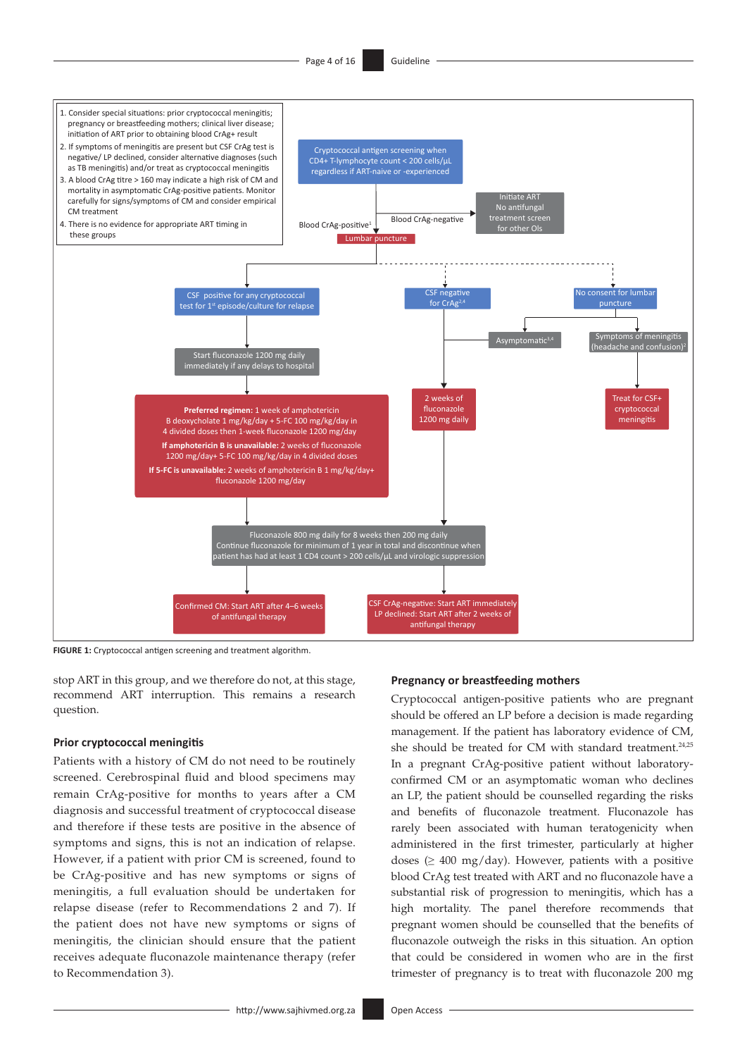1. Consider special situations: prior cryptococcal meningitis; pregnancy or breastfeeding mothers; clinical liver disease; initiation of ART prior to obtaining blood CrAg+ result
2. If symptoms of meningitis are present but CSF CrAg test is negative/ LP declined, consider alternative diagnoses (such as TB meningitis) and/or treat as cryptococcal meningitis
3. A blood CrAg titre > 160 may indicate a high risk of CM and mortality in asymptomatic CrAg-positive patients. Monitor carefully for signs/symptoms of CM and consider empirical CM treatment
4. There is no evidence for appropriate ART timing in these groups

Cryptococcal antigen screening when CD4+ T-lymphocyte count < 200 cells/µL regardless if ART-naive or -experienced

Blood CrAg-negative

Initiate ART
No antifungal treatment screen for other OIs

Blood CrAg-positive[1]

Lumbar puncture

CSF positive for any cryptococcal test for 1st episode/culture for relapse

CSF negative for CrAg[2,4]

No consent for lumbar puncture

Asymptomatic[3,4]

Symptoms of meningitis (headache and confusion)[2]

Start fluconazole 1200 mg daily immediately if any delays to hospital

**Preferred regimen:** 1 week of amphotericin B deoxycholate 1 mg/kg/day + 5-FC 100 mg/kg/day in 4 divided doses then 1-week fluconazole 1200 mg/day
**If amphotericin B is unavailable:** 2 weeks of fluconazole 1200 mg/day+ 5-FC 100 mg/kg/day in 4 divided doses
**If 5-FC is unavailable:** 2 weeks of amphotericin B 1 mg/kg/day+ fluconazole 1200 mg/day

2 weeks of fluconazole 1200 mg daily

Treat for CSF+ cryptococcal meningitis

Fluconazole 800 mg daily for 8 weeks then 200 mg daily
Continue fluconazole for minimum of 1 year in total and discontinue when patient has had at least 1 CD4 count > 200 cells/µL and virologic suppression

Confirmed CM: Start ART after 4–6 weeks of antifungal therapy

CSF CrAg-negative: Start ART immediately
LP declined: Start ART after 2 weeks of antifungal therapy

**FIGURE 1:** Cryptococcal antigen screening and treatment algorithm.

stop ART in this group, and we therefore do not, at this stage, recommend ART interruption. This remains a research question.

### Prior cryptococcal meningitis

Patients with a history of CM do not need to be routinely screened. Cerebrospinal fluid and blood specimens may remain CrAg-positive for months to years after a CM diagnosis and successful treatment of cryptococcal disease and therefore if these tests are positive in the absence of symptoms and signs, this is not an indication of relapse. However, if a patient with prior CM is screened, found to be CrAg-positive and has new symptoms or signs of meningitis, a full evaluation should be undertaken for relapse disease (refer to Recommendations 2 and 7). If the patient does not have new symptoms or signs of meningitis, the clinician should ensure that the patient receives adequate fluconazole maintenance therapy (refer to Recommendation 3).

### Pregnancy or breastfeeding mothers

Cryptococcal antigen-positive patients who are pregnant should be offered an LP before a decision is made regarding management. If the patient has laboratory evidence of CM, she should be treated for CM with standard treatment.[24,25] In a pregnant CrAg-positive patient without laboratory-confirmed CM or an asymptomatic woman who declines an LP, the patient should be counselled regarding the risks and benefits of fluconazole treatment. Fluconazole has rarely been associated with human teratogenicity when administered in the first trimester, particularly at higher doses (≥ 400 mg/day). However, patients with a positive blood CrAg test treated with ART and no fluconazole have a substantial risk of progression to meningitis, which has a high mortality. The panel therefore recommends that pregnant women should be counselled that the benefits of fluconazole outweigh the risks in this situation. An option that could be considered in women who are in the first trimester of pregnancy is to treat with fluconazole 200 mg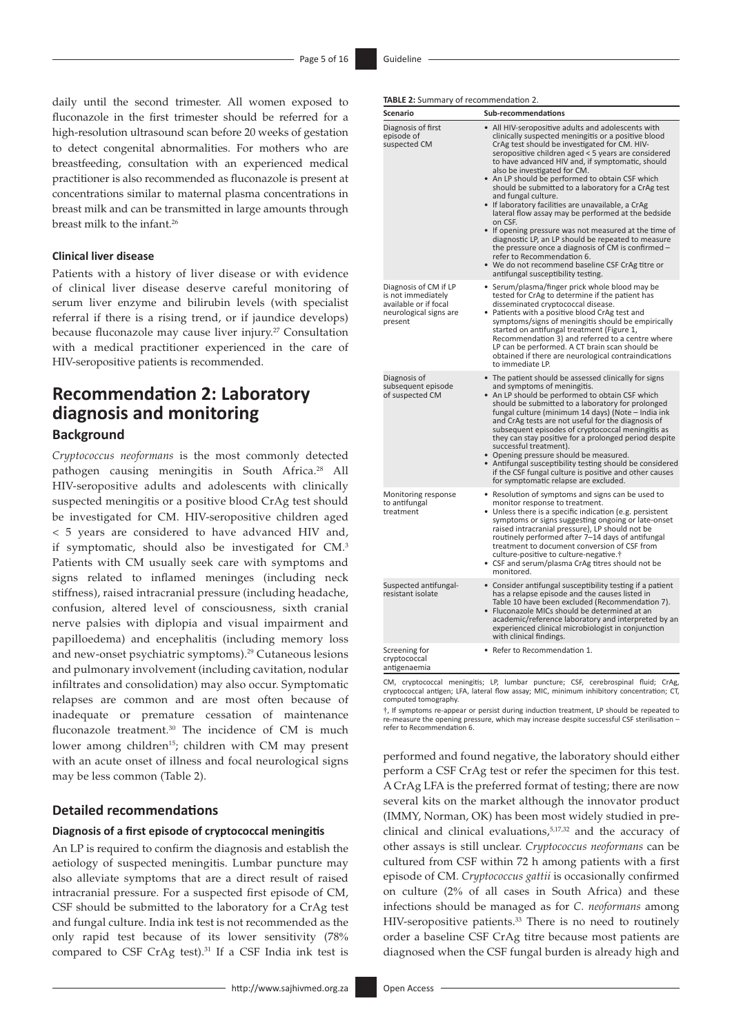daily until the second trimester. All women exposed to fluconazole in the first trimester should be referred for a high-resolution ultrasound scan before 20 weeks of gestation to detect congenital abnormalities. For mothers who are breastfeeding, consultation with an experienced medical practitioner is also recommended as fluconazole is present at concentrations similar to maternal plasma concentrations in breast milk and can be transmitted in large amounts through breast milk to the infant.[26]

#### Clinical liver disease

Patients with a history of liver disease or with evidence of clinical liver disease deserve careful monitoring of serum liver enzyme and bilirubin levels (with specialist referral if there is a rising trend, or if jaundice develops) because fluconazole may cause liver injury.[27] Consultation with a medical practitioner experienced in the care of HIV-seropositive patients is recommended.

## Recommendation 2: Laboratory diagnosis and monitoring

### Background

*Cryptococcus neoformans* is the most commonly detected pathogen causing meningitis in South Africa.[28] All HIV-seropositive adults and adolescents with clinically suspected meningitis or a positive blood CrAg test should be investigated for CM. HIV-seropositive children aged < 5 years are considered to have advanced HIV and, if symptomatic, should also be investigated for CM.[3] Patients with CM usually seek care with symptoms and signs related to inflamed meninges (including neck stiffness), raised intracranial pressure (including headache, confusion, altered level of consciousness, sixth cranial nerve palsies with diplopia and visual impairment and papilloedema) and encephalitis (including memory loss and new-onset psychiatric symptoms).[29] Cutaneous lesions and pulmonary involvement (including cavitation, nodular infiltrates and consolidation) may also occur. Symptomatic relapses are common and are most often because of inadequate or premature cessation of maintenance fluconazole treatment.[30] The incidence of CM is much lower among children[15]; children with CM may present with an acute onset of illness and focal neurological signs may be less common (Table 2).

**TABLE 2:** Summary of recommendation 2.

| Scenario | Sub-recommendations |
|---|---|
| Diagnosis of first episode of suspected CM | • All HIV-seropositive adults and adolescents with clinically suspected meningitis or a positive blood CrAg test should be investigated for CM. HIV-seropositive children aged < 5 years are considered to have advanced HIV and, if symptomatic, should also be investigated for CM.<br>• An LP should be performed to obtain CSF which should be submitted to a laboratory for a CrAg test and fungal culture.<br>• If laboratory facilities are unavailable, a CrAg lateral flow assay may be performed at the bedside on CSF.<br>• If opening pressure was not measured at the time of diagnostic LP, an LP should be repeated to measure the pressure once a diagnosis of CM is confirmed – refer to Recommendation 6.<br>• We do not recommend baseline CSF CrAg titre or antifungal susceptibility testing. |
| Diagnosis of CM if LP is not immediately available or if focal neurological signs are present | • Serum/plasma/finger prick whole blood may be tested for CrAg to determine if the patient has disseminated cryptococcal disease.<br>• Patients with a positive blood CrAg test and symptoms/signs of meningitis should be empirically started on antifungal treatment (Figure 1, Recommendation 3) and referred to a centre where LP can be performed. A CT brain scan should be obtained if there are neurological contraindications to immediate LP. |
| Diagnosis of subsequent episode of suspected CM | • The patient should be assessed clinically for signs and symptoms of meningitis.<br>• An LP should be performed to obtain CSF which should be submitted to a laboratory for prolonged fungal culture (minimum 14 days) (Note – India ink and CrAg tests are not useful for the diagnosis of subsequent episodes of cryptococcal meningitis as they can stay positive for a prolonged period despite successful treatment).<br>• Opening pressure should be measured.<br>• Antifungal susceptibility testing should be considered if the CSF fungal culture is positive and other causes for symptomatic relapse are excluded. |
| Monitoring response to antifungal treatment | • Resolution of symptoms and signs can be used to monitor response to treatment.<br>• Unless there is a specific indication (e.g. persistent symptoms or signs suggesting ongoing or late-onset raised intracranial pressure), LP should not be routinely performed after 7–14 days of antifungal treatment to document conversion of CSF from culture-positive to culture-negative.†<br>• CSF and serum/plasma CrAg titres should not be monitored. |
| Suspected antifungal-resistant isolate | • Consider antifungal susceptibility testing if a patient has a relapse episode and the causes listed in Table 10 have been excluded (Recommendation 7).<br>• Fluconazole MICs should be determined at an academic/reference laboratory and interpreted by an experienced clinical microbiologist in conjunction with clinical findings. |
| Screening for cryptococcal antigenaemia | • Refer to Recommendation 1. |

CM, cryptococcal meningitis; LP, lumbar puncture; CSF, cerebrospinal fluid; CrAg, cryptococcal antigen; LFA, lateral flow assay; MIC, minimum inhibitory concentration; CT, computed tomography.

†, If symptoms re-appear or persist during induction treatment, LP should be repeated to re-measure the opening pressure, which may increase despite successful CSF sterilisation – refer to Recommendation 6.

### Detailed recommendations

#### Diagnosis of a first episode of cryptococcal meningitis

An LP is required to confirm the diagnosis and establish the aetiology of suspected meningitis. Lumbar puncture may also alleviate symptoms that are a direct result of raised intracranial pressure. For a suspected first episode of CM, CSF should be submitted to the laboratory for a CrAg test and fungal culture. India ink test is not recommended as the only rapid test because of its lower sensitivity (78% compared to CSF CrAg test).[31] If a CSF India ink test is performed and found negative, the laboratory should either perform a CSF CrAg test or refer the specimen for this test. A CrAg LFA is the preferred format of testing; there are now several kits on the market although the innovator product (IMMY, Norman, OK) has been most widely studied in pre-clinical and clinical evaluations,[5,17,32] and the accuracy of other assays is still unclear. *Cryptococcus neoformans* can be cultured from CSF within 72 h among patients with a first episode of CM. *Cryptococcus gattii* is occasionally confirmed on culture (2% of all cases in South Africa) and these infections should be managed as for *C. neoformans* among HIV-seropositive patients.[33] There is no need to routinely order a baseline CSF CrAg titre because most patients are diagnosed when the CSF fungal burden is already high and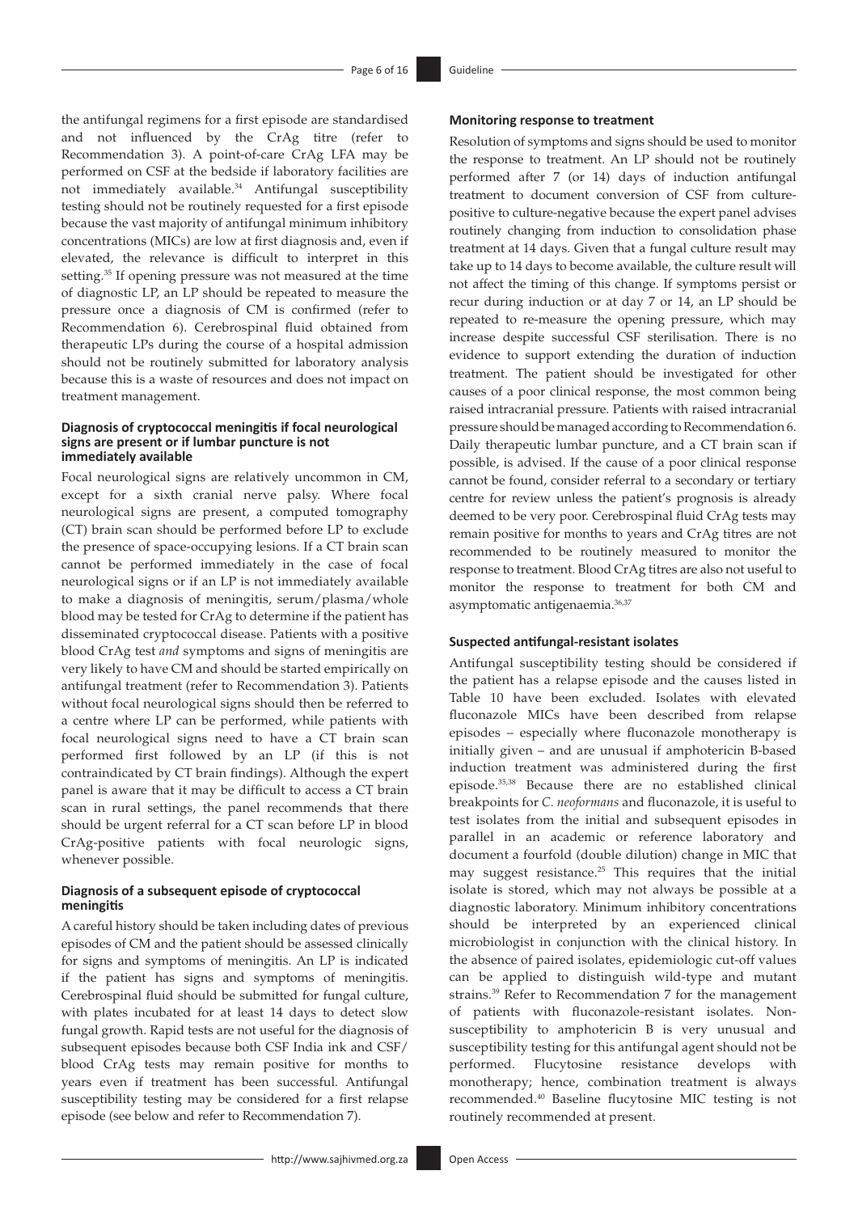the antifungal regimens for a first episode are standardised and not influenced by the CrAg titre (refer to Recommendation 3). A point-of-care CrAg LFA may be performed on CSF at the bedside if laboratory facilities are not immediately available.[34] Antifungal susceptibility testing should not be routinely requested for a first episode because the vast majority of antifungal minimum inhibitory concentrations (MICs) are low at first diagnosis and, even if elevated, the relevance is difficult to interpret in this setting.[35] If opening pressure was not measured at the time of diagnostic LP, an LP should be repeated to measure the pressure once a diagnosis of CM is confirmed (refer to Recommendation 6). Cerebrospinal fluid obtained from therapeutic LPs during the course of a hospital admission should not be routinely submitted for laboratory analysis because this is a waste of resources and does not impact on treatment management.

#### Diagnosis of cryptococcal meningitis if focal neurological signs are present or if lumbar puncture is not immediately available

Focal neurological signs are relatively uncommon in CM, except for a sixth cranial nerve palsy. Where focal neurological signs are present, a computed tomography (CT) brain scan should be performed before LP to exclude the presence of space-occupying lesions. If a CT brain scan cannot be performed immediately in the case of focal neurological signs or if an LP is not immediately available to make a diagnosis of meningitis, serum/plasma/whole blood may be tested for CrAg to determine if the patient has disseminated cryptococcal disease. Patients with a positive blood CrAg test *and* symptoms and signs of meningitis are very likely to have CM and should be started empirically on antifungal treatment (refer to Recommendation 3). Patients without focal neurological signs should then be referred to a centre where LP can be performed, while patients with focal neurological signs need to have a CT brain scan performed first followed by an LP (if this is not contraindicated by CT brain findings). Although the expert panel is aware that it may be difficult to access a CT brain scan in rural settings, the panel recommends that there should be urgent referral for a CT scan before LP in blood CrAg-positive patients with focal neurologic signs, whenever possible.

#### Diagnosis of a subsequent episode of cryptococcal meningitis

A careful history should be taken including dates of previous episodes of CM and the patient should be assessed clinically for signs and symptoms of meningitis. An LP is indicated if the patient has signs and symptoms of meningitis. Cerebrospinal fluid should be submitted for fungal culture, with plates incubated for at least 14 days to detect slow fungal growth. Rapid tests are not useful for the diagnosis of subsequent episodes because both CSF India ink and CSF/blood CrAg tests may remain positive for months to years even if treatment has been successful. Antifungal susceptibility testing may be considered for a first relapse episode (see below and refer to Recommendation 7).

#### Monitoring response to treatment

Resolution of symptoms and signs should be used to monitor the response to treatment. An LP should not be routinely performed after 7 (or 14) days of induction antifungal treatment to document conversion of CSF from culture-positive to culture-negative because the expert panel advises routinely changing from induction to consolidation phase treatment at 14 days. Given that a fungal culture result may take up to 14 days to become available, the culture result will not affect the timing of this change. If symptoms persist or recur during induction or at day 7 or 14, an LP should be repeated to re-measure the opening pressure, which may increase despite successful CSF sterilisation. There is no evidence to support extending the duration of induction treatment. The patient should be investigated for other causes of a poor clinical response, the most common being raised intracranial pressure. Patients with raised intracranial pressure should be managed according to Recommendation 6. Daily therapeutic lumbar puncture, and a CT brain scan if possible, is advised. If the cause of a poor clinical response cannot be found, consider referral to a secondary or tertiary centre for review unless the patient's prognosis is already deemed to be very poor. Cerebrospinal fluid CrAg tests may remain positive for months to years and CrAg titres are not recommended to be routinely measured to monitor the response to treatment. Blood CrAg titres are also not useful to monitor the response to treatment for both CM and asymptomatic antigenaemia.[36,37]

#### Suspected antifungal-resistant isolates

Antifungal susceptibility testing should be considered if the patient has a relapse episode and the causes listed in Table 10 have been excluded. Isolates with elevated fluconazole MICs have been described from relapse episodes – especially where fluconazole monotherapy is initially given – and are unusual if amphotericin B-based induction treatment was administered during the first episode.[35,38] Because there are no established clinical breakpoints for *C. neoformans* and fluconazole, it is useful to test isolates from the initial and subsequent episodes in parallel in an academic or reference laboratory and document a fourfold (double dilution) change in MIC that may suggest resistance.[25] This requires that the initial isolate is stored, which may not always be possible at a diagnostic laboratory. Minimum inhibitory concentrations should be interpreted by an experienced clinical microbiologist in conjunction with the clinical history. In the absence of paired isolates, epidemiologic cut-off values can be applied to distinguish wild-type and mutant strains.[39] Refer to Recommendation 7 for the management of patients with fluconazole-resistant isolates. Non-susceptibility to amphotericin B is very unusual and susceptibility testing for this antifungal agent should not be performed. Flucytosine resistance develops with monotherapy; hence, combination treatment is always recommended.[40] Baseline flucytosine MIC testing is not routinely recommended at present.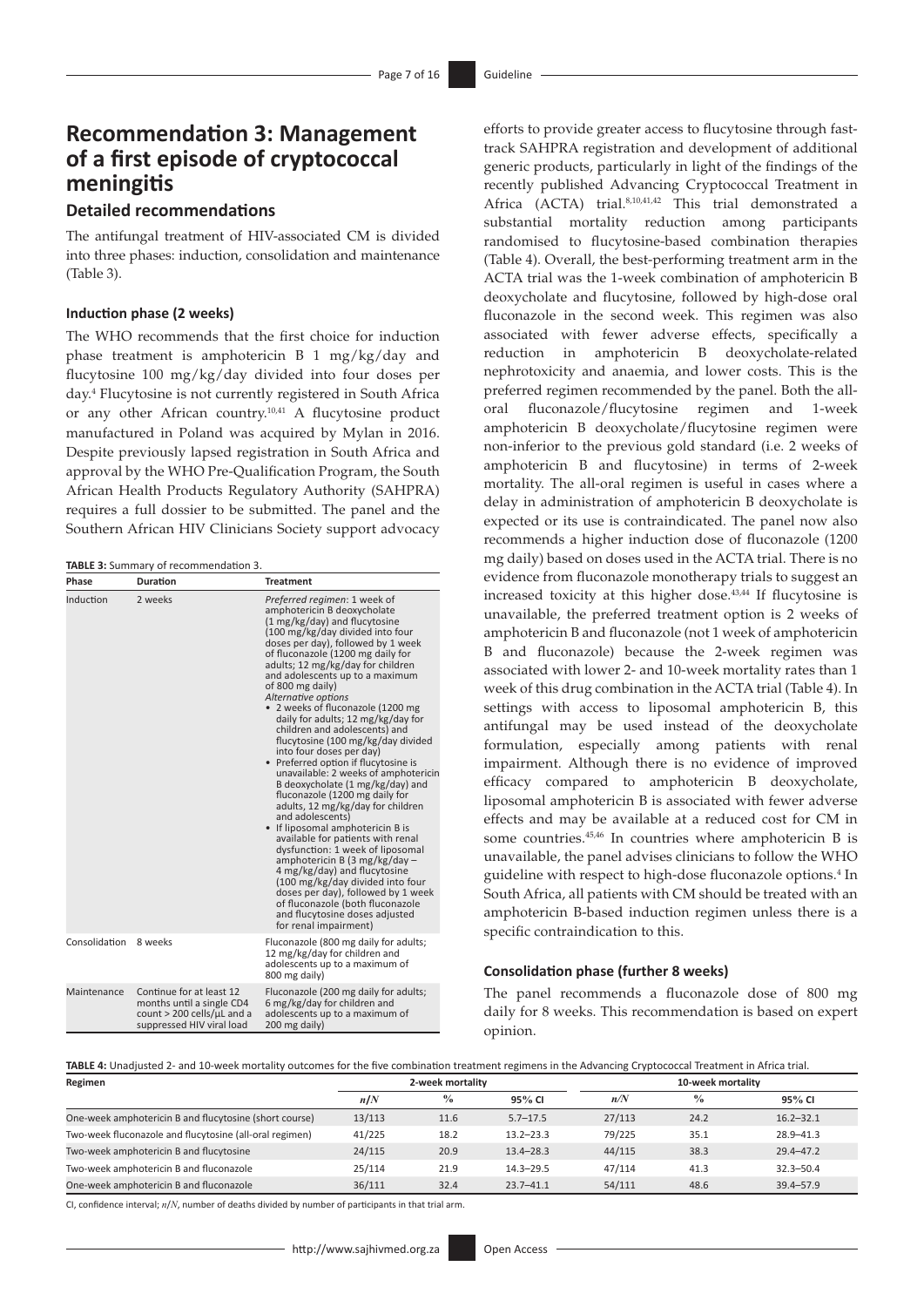## Recommendation 3: Management of a first episode of cryptococcal meningitis

### Detailed recommendations

The antifungal treatment of HIV-associated CM is divided into three phases: induction, consolidation and maintenance (Table 3).

#### Induction phase (2 weeks)

The WHO recommends that the first choice for induction phase treatment is amphotericin B 1 mg/kg/day and flucytosine 100 mg/kg/day divided into four doses per day.[4] Flucytosine is not currently registered in South Africa or any other African country.[10,41] A flucytosine product manufactured in Poland was acquired by Mylan in 2016. Despite previously lapsed registration in South Africa and approval by the WHO Pre-Qualification Program, the South African Health Products Regulatory Authority (SAHPRA) requires a full dossier to be submitted. The panel and the Southern African HIV Clinicians Society support advocacy efforts to provide greater access to flucytosine through fast-track SAHPRA registration and development of additional generic products, particularly in light of the findings of the recently published Advancing Cryptococcal Treatment in Africa (ACTA) trial.[8,10,41,42] This trial demonstrated a substantial mortality reduction among participants randomised to flucytosine-based combination therapies (Table 4). Overall, the best-performing treatment arm in the ACTA trial was the 1-week combination of amphotericin B deoxycholate and flucytosine, followed by high-dose oral fluconazole in the second week. This regimen was also associated with fewer adverse effects, specifically a reduction in amphotericin B deoxycholate-related nephrotoxicity and anaemia, and lower costs. This is the preferred regimen recommended by the panel. Both the all-oral fluconazole/flucytosine regimen and 1-week amphotericin B deoxycholate/flucytosine regimen were non-inferior to the previous gold standard (i.e. 2 weeks of amphotericin B and flucytosine) in terms of 2-week mortality. The all-oral regimen is useful in cases where a delay in administration of amphotericin B deoxycholate is expected or its use is contraindicated. The panel now also recommends a higher induction dose of fluconazole (1200 mg daily) based on doses used in the ACTA trial. There is no evidence from fluconazole monotherapy trials to suggest an increased toxicity at this higher dose.[43,44] If flucytosine is unavailable, the preferred treatment option is 2 weeks of amphotericin B and fluconazole (not 1 week of amphotericin B and fluconazole) because the 2-week regimen was associated with lower 2- and 10-week mortality rates than 1 week of this drug combination in the ACTA trial (Table 4). In settings with access to liposomal amphotericin B, this antifungal may be used instead of the deoxycholate formulation, especially among patients with renal impairment. Although there is no evidence of improved efficacy compared to amphotericin B deoxycholate, liposomal amphotericin B is associated with fewer adverse effects and may be available at a reduced cost for CM in some countries.[45,46] In countries where amphotericin B is unavailable, the panel advises clinicians to follow the WHO guideline with respect to high-dose fluconazole options.[4] In South Africa, all patients with CM should be treated with an amphotericin B-based induction regimen unless there is a specific contraindication to this.

**TABLE 3:** Summary of recommendation 3.

| Phase | Duration | Treatment |
|---|---|---|
| Induction | 2 weeks | *Preferred regimen*: 1 week of amphotericin B deoxycholate (1 mg/kg/day) and flucytosine (100 mg/kg/day divided into four doses per day), followed by 1 week of fluconazole (1200 mg daily for adults; 12 mg/kg/day for children and adolescents up to a maximum of 800 mg daily)<br>*Alternative options*<br>• 2 weeks of fluconazole (1200 mg daily for adults; 12 mg/kg/day for children and adolescents) and flucytosine (100 mg/kg/day divided into four doses per day)<br>• Preferred option if flucytosine is unavailable: 2 weeks of amphotericin B deoxycholate (1 mg/kg/day) and fluconazole (1200 mg daily for adults, 12 mg/kg/day for children and adolescents)<br>• If liposomal amphotericin B is available for patients with renal dysfunction: 1 week of liposomal amphotericin B (3 mg/kg/day – 4 mg/kg/day) and flucytosine (100 mg/kg/day divided into four doses per day), followed by 1 week of fluconazole (both fluconazole and flucytosine doses adjusted for renal impairment) |
| Consolidation | 8 weeks | Fluconazole (800 mg daily for adults; 12 mg/kg/day for children and adolescents up to a maximum of 800 mg daily) |
| Maintenance | Continue for at least 12 months until a single CD4 count > 200 cells/µL and a suppressed HIV viral load | Fluconazole (200 mg daily for adults; 6 mg/kg/day for children and adolescents up to a maximum of 200 mg daily) |

#### Consolidation phase (further 8 weeks)

The panel recommends a fluconazole dose of 800 mg daily for 8 weeks. This recommendation is based on expert opinion.

**TABLE 4:** Unadjusted 2- and 10-week mortality outcomes for the five combination treatment regimens in the Advancing Cryptococcal Treatment in Africa trial.

| Regimen | 2-week mortality | | | 10-week mortality | | |
|---|---|---|---|---|---|---|
| | *n/N* | % | 95% CI | *n/N* | % | 95% CI |
| One-week amphotericin B and flucytosine (short course) | 13/113 | 11.6 | 5.7–17.5 | 27/113 | 24.2 | 16.2–32.1 |
| Two-week fluconazole and flucytosine (all-oral regimen) | 41/225 | 18.2 | 13.2–23.3 | 79/225 | 35.1 | 28.9–41.3 |
| Two-week amphotericin B and flucytosine | 24/115 | 20.9 | 13.4–28.3 | 44/115 | 38.3 | 29.4–47.2 |
| Two-week amphotericin B and fluconazole | 25/114 | 21.9 | 14.3–29.5 | 47/114 | 41.3 | 32.3–50.4 |
| One-week amphotericin B and fluconazole | 36/111 | 32.4 | 23.7–41.1 | 54/111 | 48.6 | 39.4–57.9 |

CI, confidence interval; *n/N*, number of deaths divided by number of participants in that trial arm.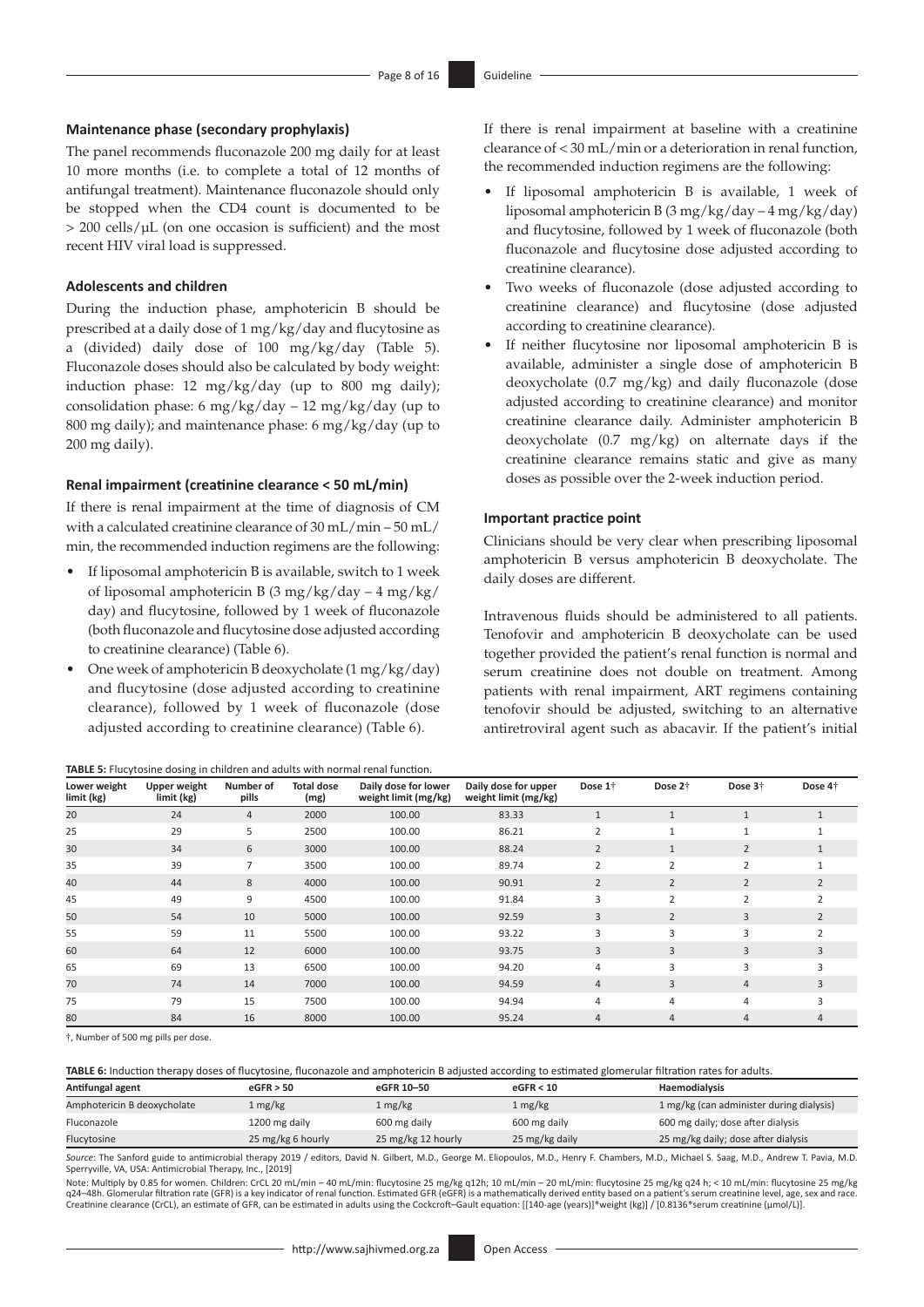### Maintenance phase (secondary prophylaxis)

The panel recommends fluconazole 200 mg daily for at least 10 more months (i.e. to complete a total of 12 months of antifungal treatment). Maintenance fluconazole should only be stopped when the CD4 count is documented to be > 200 cells/µL (on one occasion is sufficient) and the most recent HIV viral load is suppressed.

### Adolescents and children

During the induction phase, amphotericin B should be prescribed at a daily dose of 1 mg/kg/day and flucytosine as a (divided) daily dose of 100 mg/kg/day (Table 5). Fluconazole doses should also be calculated by body weight: induction phase: 12 mg/kg/day (up to 800 mg daily); consolidation phase: 6 mg/kg/day – 12 mg/kg/day (up to 800 mg daily); and maintenance phase: 6 mg/kg/day (up to 200 mg daily).

### Renal impairment (creatinine clearance < 50 mL/min)

If there is renal impairment at the time of diagnosis of CM with a calculated creatinine clearance of 30 mL/min – 50 mL/min, the recommended induction regimens are the following:

- If liposomal amphotericin B is available, switch to 1 week of liposomal amphotericin B (3 mg/kg/day – 4 mg/kg/day) and flucytosine, followed by 1 week of fluconazole (both fluconazole and flucytosine dose adjusted according to creatinine clearance) (Table 6).
- One week of amphotericin B deoxycholate (1 mg/kg/day) and flucytosine (dose adjusted according to creatinine clearance), followed by 1 week of fluconazole (dose adjusted according to creatinine clearance) (Table 6).

If there is renal impairment at baseline with a creatinine clearance of < 30 mL/min or a deterioration in renal function, the recommended induction regimens are the following:

- If liposomal amphotericin B is available, 1 week of liposomal amphotericin B (3 mg/kg/day – 4 mg/kg/day) and flucytosine, followed by 1 week of fluconazole (both fluconazole and flucytosine dose adjusted according to creatinine clearance).
- Two weeks of fluconazole (dose adjusted according to creatinine clearance) and flucytosine (dose adjusted according to creatinine clearance).
- If neither flucytosine nor liposomal amphotericin B is available, administer a single dose of amphotericin B deoxycholate (0.7 mg/kg) and daily fluconazole (dose adjusted according to creatinine clearance) and monitor creatinine clearance daily. Administer amphotericin B deoxycholate (0.7 mg/kg) on alternate days if the creatinine clearance remains static and give as many doses as possible over the 2-week induction period.

### Important practice point

Clinicians should be very clear when prescribing liposomal amphotericin B versus amphotericin B deoxycholate. The daily doses are different.

Intravenous fluids should be administered to all patients. Tenofovir and amphotericin B deoxycholate can be used together provided the patient's renal function is normal and serum creatinine does not double on treatment. Among patients with renal impairment, ART regimens containing tenofovir should be adjusted, switching to an alternative antiretroviral agent such as abacavir. If the patient's initial

**TABLE 5:** Flucytosine dosing in children and adults with normal renal function.

| Lower weight limit (kg) | Upper weight limit (kg) | Number of pills | Total dose (mg) | Daily dose for lower weight limit (mg/kg) | Daily dose for upper weight limit (mg/kg) | Dose 1† | Dose 2† | Dose 3† | Dose 4† |
|---|---|---|---|---|---|---|---|---|---|
| 20 | 24 | 4 | 2000 | 100.00 | 83.33 | 1 | 1 | 1 | 1 |
| 25 | 29 | 5 | 2500 | 100.00 | 86.21 | 2 | 1 | 1 | 1 |
| 30 | 34 | 6 | 3000 | 100.00 | 88.24 | 2 | 1 | 2 | 1 |
| 35 | 39 | 7 | 3500 | 100.00 | 89.74 | 2 | 2 | 2 | 1 |
| 40 | 44 | 8 | 4000 | 100.00 | 90.91 | 2 | 2 | 2 | 2 |
| 45 | 49 | 9 | 4500 | 100.00 | 91.84 | 3 | 2 | 2 | 2 |
| 50 | 54 | 10 | 5000 | 100.00 | 92.59 | 3 | 2 | 3 | 2 |
| 55 | 59 | 11 | 5500 | 100.00 | 93.22 | 3 | 3 | 3 | 2 |
| 60 | 64 | 12 | 6000 | 100.00 | 93.75 | 3 | 3 | 3 | 3 |
| 65 | 69 | 13 | 6500 | 100.00 | 94.20 | 4 | 3 | 3 | 3 |
| 70 | 74 | 14 | 7000 | 100.00 | 94.59 | 4 | 3 | 4 | 3 |
| 75 | 79 | 15 | 7500 | 100.00 | 94.94 | 4 | 4 | 4 | 3 |
| 80 | 84 | 16 | 8000 | 100.00 | 95.24 | 4 | 4 | 4 | 4 |

†, Number of 500 mg pills per dose.

**TABLE 6:** Induction therapy doses of flucytosine, fluconazole and amphotericin B adjusted according to estimated glomerular filtration rates for adults.

| Antifungal agent | eGFR > 50 | eGFR 10–50 | eGFR < 10 | Haemodialysis |
|---|---|---|---|---|
| Amphotericin B deoxycholate | 1 mg/kg | 1 mg/kg | 1 mg/kg | 1 mg/kg (can administer during dialysis) |
| Fluconazole | 1200 mg daily | 600 mg daily | 600 mg daily | 600 mg daily; dose after dialysis |
| Flucytosine | 25 mg/kg 6 hourly | 25 mg/kg 12 hourly | 25 mg/kg daily | 25 mg/kg daily; dose after dialysis |

*Source*: The Sanford guide to antimicrobial therapy 2019 / editors, David N. Gilbert, M.D., George M. Eliopoulos, M.D., Henry F. Chambers, M.D., Michael S. Saag, M.D., Andrew T. Pavia, M.D. Sperryville, VA, USA: Antimicrobial Therapy, Inc., [2019]

Note: Multiply by 0.85 for women. Children: CrCL 20 mL/min – 40 mL/min: flucytosine 25 mg/kg q12h; 10 mL/min – 20 mL/min: flucytosine 25 mg/kg q24 h; < 10 mL/min: flucytosine 25 mg/kg q24–48h. Glomerular filtration rate (GFR) is a key indicator of renal function. Estimated GFR (eGFR) is a mathematically derived entity based on a patient's serum creatinine level, age, sex and race. Creatinine clearance (CrCL), an estimate of GFR, can be estimated in adults using the Cockcroft–Gault equation: [[140-age (years)]*weight (kg)] / [0.8136*serum creatinine (µmol/L)].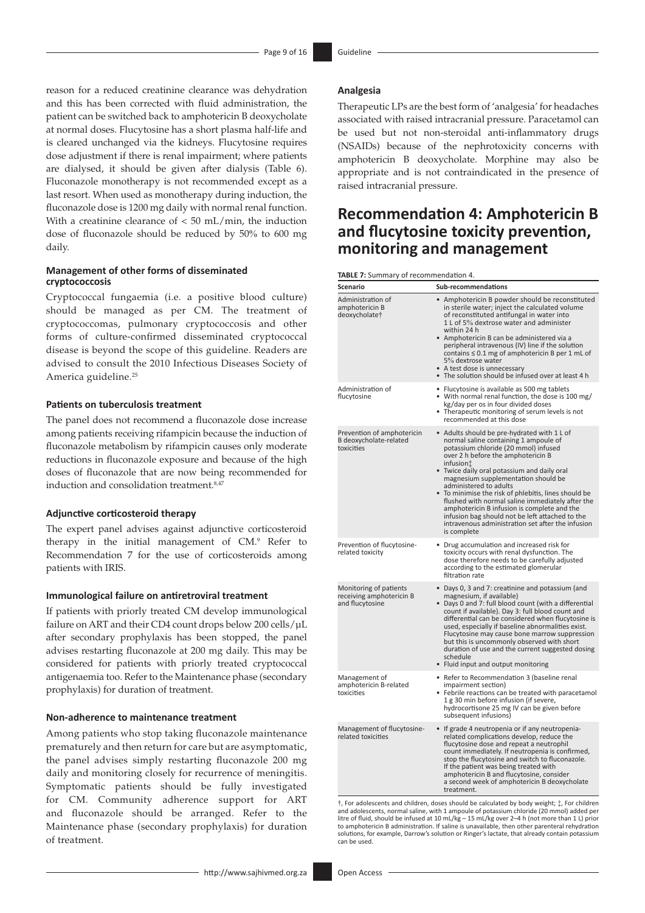reason for a reduced creatinine clearance was dehydration and this has been corrected with fluid administration, the patient can be switched back to amphotericin B deoxycholate at normal doses. Flucytosine has a short plasma half-life and is cleared unchanged via the kidneys. Flucytosine requires dose adjustment if there is renal impairment; where patients are dialysed, it should be given after dialysis (Table 6). Fluconazole monotherapy is not recommended except as a last resort. When used as monotherapy during induction, the fluconazole dose is 1200 mg daily with normal renal function. With a creatinine clearance of < 50 mL/min, the induction dose of fluconazole should be reduced by 50% to 600 mg daily.

### Management of other forms of disseminated cryptococcosis

Cryptococcal fungaemia (i.e. a positive blood culture) should be managed as per CM. The treatment of cryptococcomas, pulmonary cryptococcosis and other forms of culture-confirmed disseminated cryptococcal disease is beyond the scope of this guideline. Readers are advised to consult the 2010 Infectious Diseases Society of America guideline.[25]

### Patients on tuberculosis treatment

The panel does not recommend a fluconazole dose increase among patients receiving rifampicin because the induction of fluconazole metabolism by rifampicin causes only moderate reductions in fluconazole exposure and because of the high doses of fluconazole that are now being recommended for induction and consolidation treatment.[8,47]

### Adjunctive corticosteroid therapy

The expert panel advises against adjunctive corticosteroid therapy in the initial management of CM.[9] Refer to Recommendation 7 for the use of corticosteroids among patients with IRIS.

### Immunological failure on antiretroviral treatment

If patients with priorly treated CM develop immunological failure on ART and their CD4 count drops below 200 cells/µL after secondary prophylaxis has been stopped, the panel advises restarting fluconazole at 200 mg daily. This may be considered for patients with priorly treated cryptococcal antigenaemia too. Refer to the Maintenance phase (secondary prophylaxis) for duration of treatment.

### Non-adherence to maintenance treatment

Among patients who stop taking fluconazole maintenance prematurely and then return for care but are asymptomatic, the panel advises simply restarting fluconazole 200 mg daily and monitoring closely for recurrence of meningitis. Symptomatic patients should be fully investigated for CM. Community adherence support for ART and fluconazole should be arranged. Refer to the Maintenance phase (secondary prophylaxis) for duration of treatment.

### Analgesia

Therapeutic LPs are the best form of 'analgesia' for headaches associated with raised intracranial pressure. Paracetamol can be used but not non-steroidal anti-inflammatory drugs (NSAIDs) because of the nephrotoxicity concerns with amphotericin B deoxycholate. Morphine may also be appropriate and is not contraindicated in the presence of raised intracranial pressure.

## Recommendation 4: Amphotericin B and flucytosine toxicity prevention, monitoring and management

**TABLE 7:** Summary of recommendation 4.

| Scenario | Sub-recommendations |
|---|---|
| Administration of amphotericin B deoxycholate† | • Amphotericin B powder should be reconstituted in sterile water; inject the calculated volume of reconstituted antifungal in water into 1 L of 5% dextrose water and administer within 24 h<br>• Amphotericin B can be administered via a peripheral intravenous (IV) line if the solution contains ≤ 0.1 mg of amphotericin B per 1 mL of 5% dextrose water<br>• A test dose is unnecessary<br>• The solution should be infused over at least 4 h |
| Administration of flucytosine | • Flucytosine is available as 500 mg tablets<br>• With normal renal function, the dose is 100 mg/kg/day per os in four divided doses<br>• Therapeutic monitoring of serum levels is not recommended at this dose |
| Prevention of amphotericin B deoxycholate-related toxicities | • Adults should be pre-hydrated with 1 L of normal saline containing 1 ampoule of potassium chloride (20 mmol) infused over 2 h before the amphotericin B infusion‡<br>• Twice daily oral potassium and daily oral magnesium supplementation should be administered to adults<br>• To minimise the risk of phlebitis, lines should be flushed with normal saline immediately after the amphotericin B infusion is complete and the infusion bag should not be left attached to the intravenous administration set after the infusion is complete |
| Prevention of flucytosine-related toxicity | • Drug accumulation and increased risk for toxicity occurs with renal dysfunction. The dose therefore needs to be carefully adjusted according to the estimated glomerular filtration rate |
| Monitoring of patients receiving amphotericin B and flucytosine | • Days 0, 3 and 7: creatinine and potassium (and magnesium, if available)<br>• Days 0 and 7: full blood count (with a differential count if available). Day 3: full blood count and differential can be considered when flucytosine is used, especially if baseline abnormalities exist. Flucytosine may cause bone marrow suppression but this is uncommonly observed with short duration of use and the current suggested dosing schedule<br>• Fluid input and output monitoring |
| Management of amphotericin B-related toxicities | • Refer to Recommendation 3 (baseline renal impairment section)<br>• Febrile reactions can be treated with paracetamol 1 g 30 min before infusion (if severe, hydrocortisone 25 mg IV can be given before subsequent infusions) |
| Management of flucytosine-related toxicities | • If grade 4 neutropenia or if any neutropenia-related complications develop, reduce the flucytosine dose and repeat a neutrophil count immediately. If neutropenia is confirmed, stop the flucytosine and switch to fluconazole. If the patient was being treated with amphotericin B and flucytosine, consider a second week of amphotericin B deoxycholate treatment. |

†, For adolescents and children, doses should be calculated by body weight; ‡, For children and adolescents, normal saline, with 1 ampoule of potassium chloride (20 mmol) added per litre of fluid, should be infused at 10 mL/kg – 15 mL/kg over 2–4 h (not more than 1 L) prior to amphotericin B administration. If saline is unavailable, then other parenteral rehydration solutions, for example, Darrow's solution or Ringer's lactate, that already contain potassium can be used.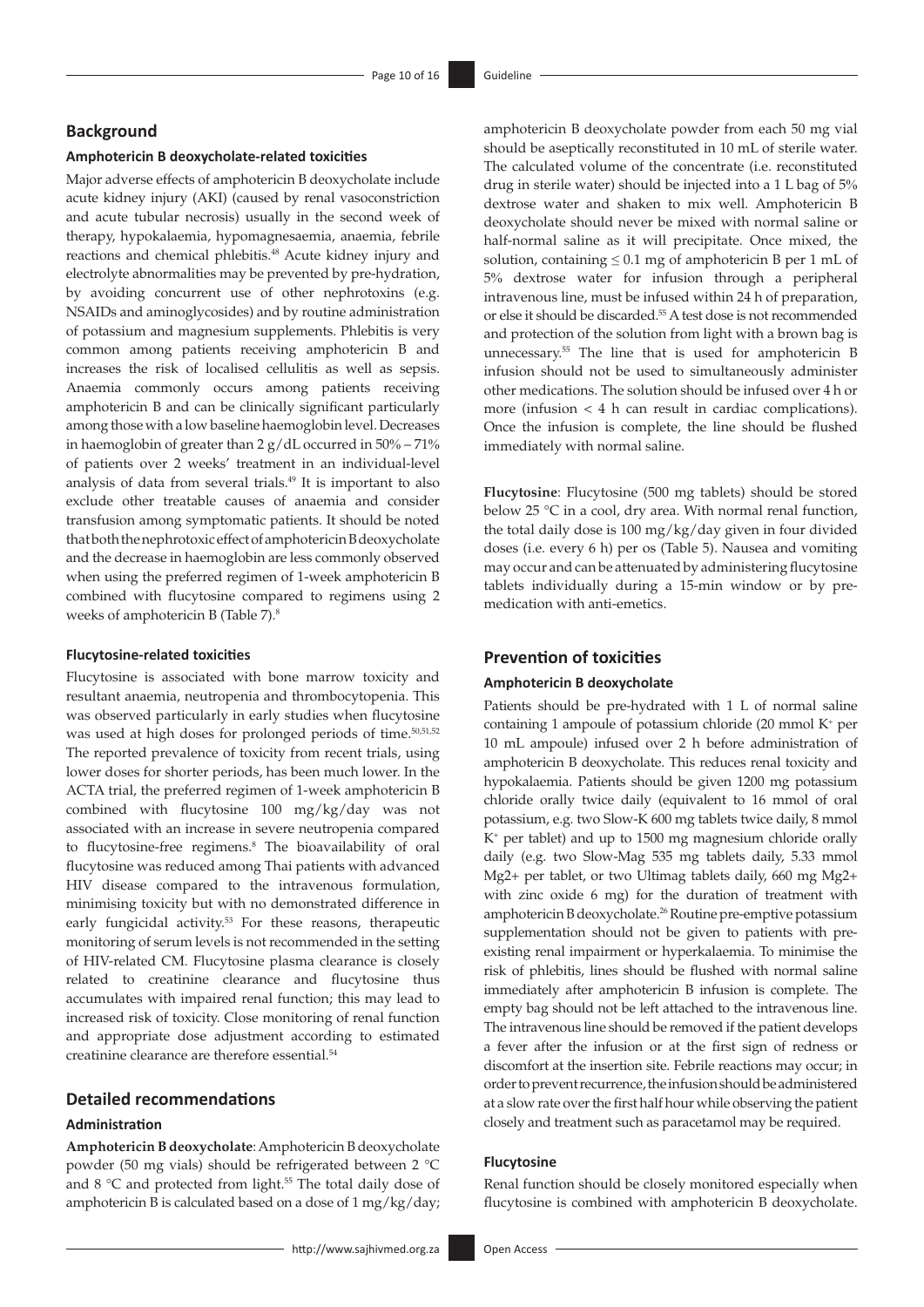## Background

### Amphotericin B deoxycholate-related toxicities

Major adverse effects of amphotericin B deoxycholate include acute kidney injury (AKI) (caused by renal vasoconstriction and acute tubular necrosis) usually in the second week of therapy, hypokalaemia, hypomagnesaemia, anaemia, febrile reactions and chemical phlebitis.[48] Acute kidney injury and electrolyte abnormalities may be prevented by pre-hydration, by avoiding concurrent use of other nephrotoxins (e.g. NSAIDs and aminoglycosides) and by routine administration of potassium and magnesium supplements. Phlebitis is very common among patients receiving amphotericin B and increases the risk of localised cellulitis as well as sepsis. Anaemia commonly occurs among patients receiving amphotericin B and can be clinically significant particularly among those with a low baseline haemoglobin level. Decreases in haemoglobin of greater than 2 g/dL occurred in 50% – 71% of patients over 2 weeks' treatment in an individual-level analysis of data from several trials.[49] It is important to also exclude other treatable causes of anaemia and consider transfusion among symptomatic patients. It should be noted that both the nephrotoxic effect of amphotericin B deoxycholate and the decrease in haemoglobin are less commonly observed when using the preferred regimen of 1-week amphotericin B combined with flucytosine compared to regimens using 2 weeks of amphotericin B (Table 7).[8]

### Flucytosine-related toxicities

Flucytosine is associated with bone marrow toxicity and resultant anaemia, neutropenia and thrombocytopenia. This was observed particularly in early studies when flucytosine was used at high doses for prolonged periods of time.[50,51,52] The reported prevalence of toxicity from recent trials, using lower doses for shorter periods, has been much lower. In the ACTA trial, the preferred regimen of 1-week amphotericin B combined with flucytosine 100 mg/kg/day was not associated with an increase in severe neutropenia compared to flucytosine-free regimens.[8] The bioavailability of oral flucytosine was reduced among Thai patients with advanced HIV disease compared to the intravenous formulation, minimising toxicity but with no demonstrated difference in early fungicidal activity.[53] For these reasons, therapeutic monitoring of serum levels is not recommended in the setting of HIV-related CM. Flucytosine plasma clearance is closely related to creatinine clearance and flucytosine thus accumulates with impaired renal function; this may lead to increased risk of toxicity. Close monitoring of renal function and appropriate dose adjustment according to estimated creatinine clearance are therefore essential.[54]

## Detailed recommendations

### Administration

**Amphotericin B deoxycholate**: Amphotericin B deoxycholate powder (50 mg vials) should be refrigerated between 2 °C and 8 °C and protected from light.[55] The total daily dose of amphotericin B is calculated based on a dose of 1 mg/kg/day; amphotericin B deoxycholate powder from each 50 mg vial should be aseptically reconstituted in 10 mL of sterile water. The calculated volume of the concentrate (i.e. reconstituted drug in sterile water) should be injected into a 1 L bag of 5% dextrose water and shaken to mix well. Amphotericin B deoxycholate should never be mixed with normal saline or half-normal saline as it will precipitate. Once mixed, the solution, containing ≤ 0.1 mg of amphotericin B per 1 mL of 5% dextrose water for infusion through a peripheral intravenous line, must be infused within 24 h of preparation, or else it should be discarded.[55] A test dose is not recommended and protection of the solution from light with a brown bag is unnecessary.[55] The line that is used for amphotericin B infusion should not be used to simultaneously administer other medications. The solution should be infused over 4 h or more (infusion < 4 h can result in cardiac complications). Once the infusion is complete, the line should be flushed immediately with normal saline.

**Flucytosine**: Flucytosine (500 mg tablets) should be stored below 25 °C in a cool, dry area. With normal renal function, the total daily dose is 100 mg/kg/day given in four divided doses (i.e. every 6 h) per os (Table 5). Nausea and vomiting may occur and can be attenuated by administering flucytosine tablets individually during a 15-min window or by pre-medication with anti-emetics.

## Prevention of toxicities

### Amphotericin B deoxycholate

Patients should be pre-hydrated with 1 L of normal saline containing 1 ampoule of potassium chloride (20 mmol $K^+$ per 10 mL ampoule) infused over 2 h before administration of amphotericin B deoxycholate. This reduces renal toxicity and hypokalaemia. Patients should be given 1200 mg potassium chloride orally twice daily (equivalent to 16 mmol of oral potassium, e.g. two Slow-K 600 mg tablets twice daily, 8 mmol $K^+$ per tablet) and up to 1500 mg magnesium chloride orally daily (e.g. two Slow-Mag 535 mg tablets daily, 5.33 mmol $Mg^{2+}$ per tablet, or two Ultimag tablets daily, 660 mg $Mg^{2+}$ with zinc oxide 6 mg) for the duration of treatment with amphotericin B deoxycholate.[26] Routine pre-emptive potassium supplementation should not be given to patients with pre-existing renal impairment or hyperkalaemia. To minimise the risk of phlebitis, lines should be flushed with normal saline immediately after amphotericin B infusion is complete. The empty bag should not be left attached to the intravenous line. The intravenous line should be removed if the patient develops a fever after the infusion or at the first sign of redness or discomfort at the insertion site. Febrile reactions may occur; in order to prevent recurrence, the infusion should be administered at a slow rate over the first half hour while observing the patient closely and treatment such as paracetamol may be required.

### Flucytosine

Renal function should be closely monitored especially when flucytosine is combined with amphotericin B deoxycholate.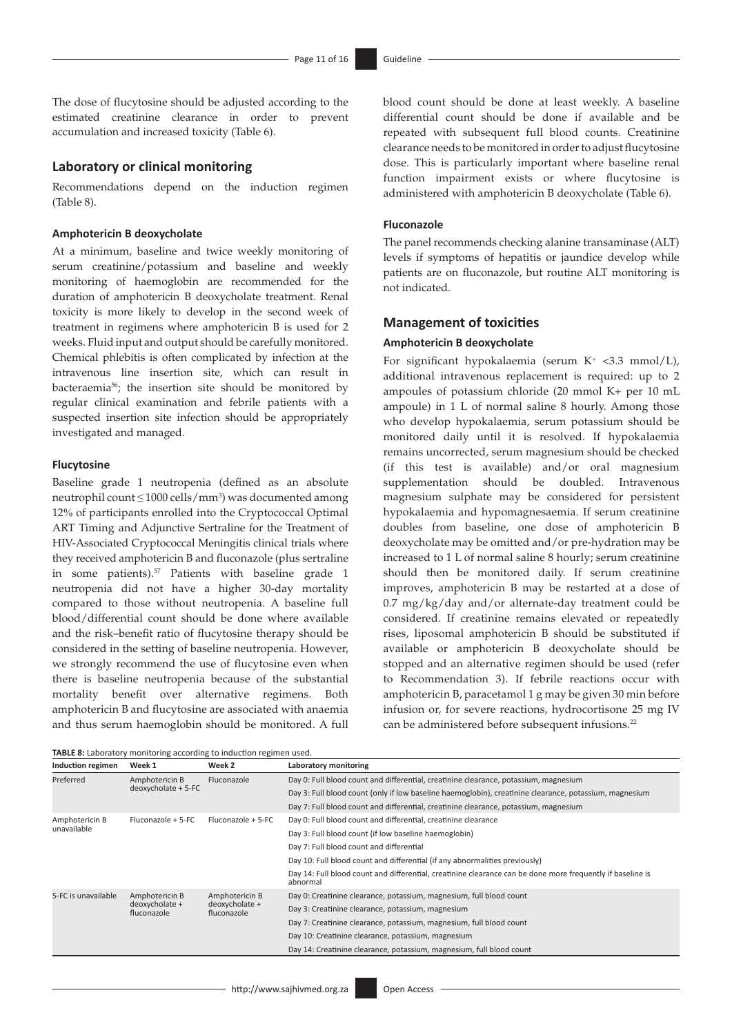The dose of flucytosine should be adjusted according to the estimated creatinine clearance in order to prevent accumulation and increased toxicity (Table 6).

## Laboratory or clinical monitoring

Recommendations depend on the induction regimen (Table 8).

### Amphotericin B deoxycholate

At a minimum, baseline and twice weekly monitoring of serum creatinine/potassium and baseline and weekly monitoring of haemoglobin are recommended for the duration of amphotericin B deoxycholate treatment. Renal toxicity is more likely to develop in the second week of treatment in regimens where amphotericin B is used for 2 weeks. Fluid input and output should be carefully monitored. Chemical phlebitis is often complicated by infection at the intravenous line insertion site, which can result in bacteraemia[56]; the insertion site should be monitored by regular clinical examination and febrile patients with a suspected insertion site infection should be appropriately investigated and managed.

### Flucytosine

Baseline grade 1 neutropenia (defined as an absolute neutrophil count ≤ 1000 cells/mm$^3$) was documented among 12% of participants enrolled into the Cryptococcal Optimal ART Timing and Adjunctive Sertraline for the Treatment of HIV-Associated Cryptococcal Meningitis clinical trials where they received amphotericin B and fluconazole (plus sertraline in some patients).[57] Patients with baseline grade 1 neutropenia did not have a higher 30-day mortality compared to those without neutropenia. A baseline full blood/differential count should be done where available and the risk–benefit ratio of flucytosine therapy should be considered in the setting of baseline neutropenia. However, we strongly recommend the use of flucytosine even when there is baseline neutropenia because of the substantial mortality benefit over alternative regimens. Both amphotericin B and flucytosine are associated with anaemia and thus serum haemoglobin should be monitored. A full blood count should be done at least weekly. A baseline differential count should be done if available and be repeated with subsequent full blood counts. Creatinine clearance needs to be monitored in order to adjust flucytosine dose. This is particularly important where baseline renal function impairment exists or where flucytosine is administered with amphotericin B deoxycholate (Table 6).

### Fluconazole

The panel recommends checking alanine transaminase (ALT) levels if symptoms of hepatitis or jaundice develop while patients are on fluconazole, but routine ALT monitoring is not indicated.

## Management of toxicities

### Amphotericin B deoxycholate

For significant hypokalaemia (serum $K^+$ <3.3 mmol/L), additional intravenous replacement is required: up to 2 ampoules of potassium chloride (20 mmol K+ per 10 mL ampoule) in 1 L of normal saline 8 hourly. Among those who develop hypokalaemia, serum potassium should be monitored daily until it is resolved. If hypokalaemia remains uncorrected, serum magnesium should be checked (if this test is available) and/or oral magnesium supplementation should be doubled. Intravenous magnesium sulphate may be considered for persistent hypokalaemia and hypomagnesaemia. If serum creatinine doubles from baseline, one dose of amphotericin B deoxycholate may be omitted and/or pre-hydration may be increased to 1 L of normal saline 8 hourly; serum creatinine should then be monitored daily. If serum creatinine improves, amphotericin B may be restarted at a dose of 0.7 mg/kg/day and/or alternate-day treatment could be considered. If creatinine remains elevated or repeatedly rises, liposomal amphotericin B should be substituted if available or amphotericin B deoxycholate should be stopped and an alternative regimen should be used (refer to Recommendation 3). If febrile reactions occur with amphotericin B, paracetamol 1 g may be given 30 min before infusion or, for severe reactions, hydrocortisone 25 mg IV can be administered before subsequent infusions.[22]

**TABLE 8:** Laboratory monitoring according to induction regimen used.

| Induction regimen | Week 1 | Week 2 | Laboratory monitoring |
|---|---|---|---|
| Preferred | Amphotericin B deoxycholate + 5-FC | Fluconazole | Day 0: Full blood count and differential, creatinine clearance, potassium, magnesium |
| | | | Day 3: Full blood count (only if low baseline haemoglobin), creatinine clearance, potassium, magnesium |
| | | | Day 7: Full blood count and differential, creatinine clearance, potassium, magnesium |
| Amphotericin B unavailable | Fluconazole + 5-FC | Fluconazole + 5-FC | Day 0: Full blood count and differential, creatinine clearance |
| | | | Day 3: Full blood count (if low baseline haemoglobin) |
| | | | Day 7: Full blood count and differential |
| | | | Day 10: Full blood count and differential (if any abnormalities previously) |
| | | | Day 14: Full blood count and differential, creatinine clearance can be done more frequently if baseline is abnormal |
| 5-FC is unavailable | Amphotericin B deoxycholate + fluconazole | Amphotericin B deoxycholate + fluconazole | Day 0: Creatinine clearance, potassium, magnesium, full blood count |
| | | | Day 3: Creatinine clearance, potassium, magnesium |
| | | | Day 7: Creatinine clearance, potassium, magnesium, full blood count |
| | | | Day 10: Creatinine clearance, potassium, magnesium |
| | | | Day 14: Creatinine clearance, potassium, magnesium, full blood count |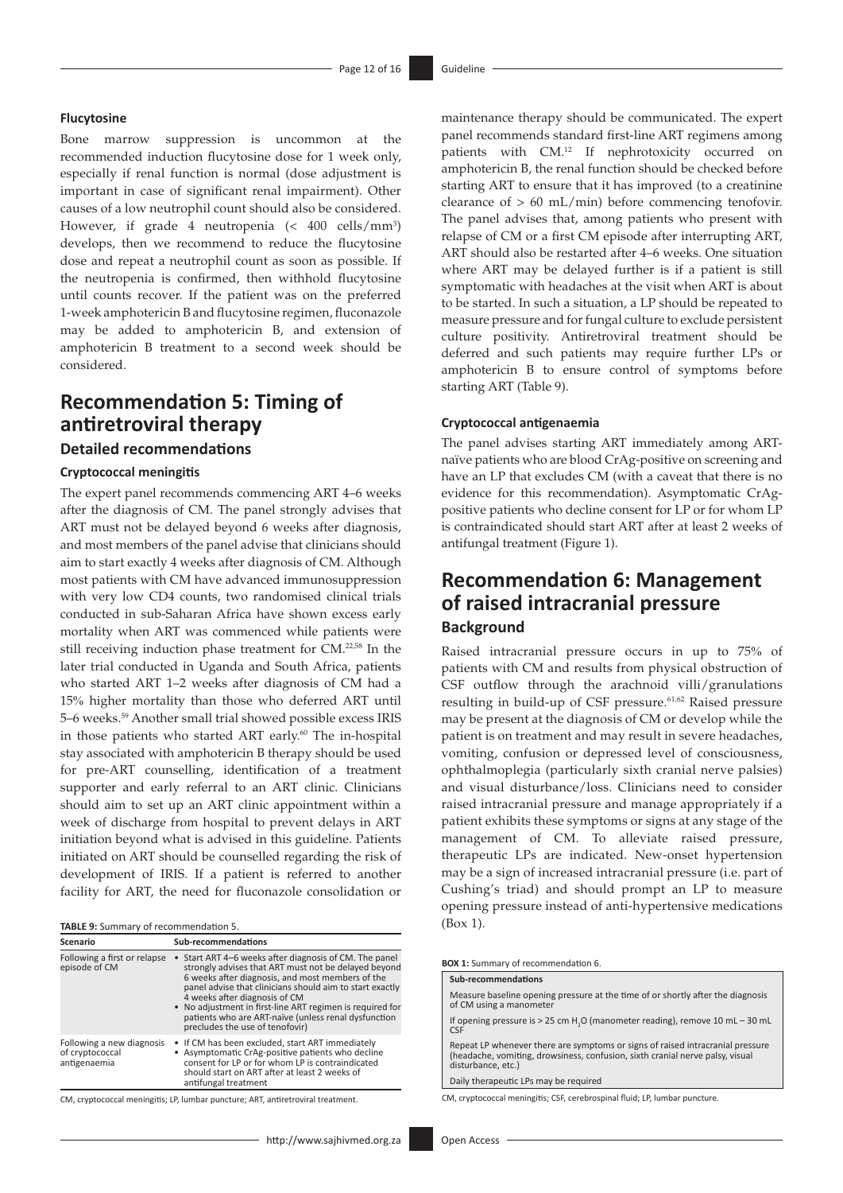#### Flucytosine

Bone marrow suppression is uncommon at the recommended induction flucytosine dose for 1 week only, especially if renal function is normal (dose adjustment is important in case of significant renal impairment). Other causes of a low neutrophil count should also be considered. However, if grade 4 neutropenia (< 400 cells/mm$^3$) develops, then we recommend to reduce the flucytosine dose and repeat a neutrophil count as soon as possible. If the neutropenia is confirmed, then withhold flucytosine until counts recover. If the patient was on the preferred 1-week amphotericin B and flucytosine regimen, fluconazole may be added to amphotericin B, and extension of amphotericin B treatment to a second week should be considered.

## Recommendation 5: Timing of antiretroviral therapy

### Detailed recommendations

#### Cryptococcal meningitis

The expert panel recommends commencing ART 4–6 weeks after the diagnosis of CM. The panel strongly advises that ART must not be delayed beyond 6 weeks after diagnosis, and most members of the panel advise that clinicians should aim to start exactly 4 weeks after diagnosis of CM. Although most patients with CM have advanced immunosuppression with very low CD4 counts, two randomised clinical trials conducted in sub-Saharan Africa have shown excess early mortality when ART was commenced while patients were still receiving induction phase treatment for CM.[22,58] In the later trial conducted in Uganda and South Africa, patients who started ART 1–2 weeks after diagnosis of CM had a 15% higher mortality than those who deferred ART until 5–6 weeks.[59] Another small trial showed possible excess IRIS in those patients who started ART early.[60] The in-hospital stay associated with amphotericin B therapy should be used for pre-ART counselling, identification of a treatment supporter and early referral to an ART clinic. Clinicians should aim to set up an ART clinic appointment within a week of discharge from hospital to prevent delays in ART initiation beyond what is advised in this guideline. Patients initiated on ART should be counselled regarding the risk of development of IRIS. If a patient is referred to another facility for ART, the need for fluconazole consolidation or maintenance therapy should be communicated. The expert panel recommends standard first-line ART regimens among patients with CM.[12] If nephrotoxicity occurred on amphotericin B, the renal function should be checked before starting ART to ensure that it has improved (to a creatinine clearance of > 60 mL/min) before commencing tenofovir. The panel advises that, among patients who present with relapse of CM or a first CM episode after interrupting ART, ART should also be restarted after 4–6 weeks. One situation where ART may be delayed further is if a patient is still symptomatic with headaches at the visit when ART is about to be started. In such a situation, a LP should be repeated to measure pressure and for fungal culture to exclude persistent culture positivity. Antiretroviral treatment should be deferred and such patients may require further LPs or amphotericin B to ensure control of symptoms before starting ART (Table 9).

**TABLE 9:** Summary of recommendation 5.

| Scenario | Sub-recommendations |
|---|---|
| Following a first or relapse episode of CM | • Start ART 4–6 weeks after diagnosis of CM. The panel strongly advises that ART must not be delayed beyond 6 weeks after diagnosis, and most members of the panel advise that clinicians should aim to start exactly 4 weeks after diagnosis of CM<br>• No adjustment in first-line ART regimen is required for patients who are ART-naïve (unless renal dysfunction precludes the use of tenofovir) |
| Following a new diagnosis of cryptococcal antigenaemia | • If CM has been excluded, start ART immediately<br>• Asymptomatic CrAg-positive patients who decline consent for LP or for whom LP is contraindicated should start on ART after at least 2 weeks of antifungal treatment |

CM, cryptococcal meningitis; LP, lumbar puncture; ART, antiretroviral treatment.

#### Cryptococcal antigenaemia

The panel advises starting ART immediately among ART-naïve patients who are blood CrAg-positive on screening and have an LP that excludes CM (with a caveat that there is no evidence for this recommendation). Asymptomatic CrAg-positive patients who decline consent for LP or for whom LP is contraindicated should start ART after at least 2 weeks of antifungal treatment (Figure 1).

## Recommendation 6: Management of raised intracranial pressure

### Background

Raised intracranial pressure occurs in up to 75% of patients with CM and results from physical obstruction of CSF outflow through the arachnoid villi/granulations resulting in build-up of CSF pressure.[61,62] Raised pressure may be present at the diagnosis of CM or develop while the patient is on treatment and may result in severe headaches, vomiting, confusion or depressed level of consciousness, ophthalmoplegia (particularly sixth cranial nerve palsies) and visual disturbance/loss. Clinicians need to consider raised intracranial pressure and manage appropriately if a patient exhibits these symptoms or signs at any stage of the management of CM. To alleviate raised pressure, therapeutic LPs are indicated. New-onset hypertension may be a sign of increased intracranial pressure (i.e. part of Cushing's triad) and should prompt an LP to measure opening pressure instead of anti-hypertensive medications (Box 1).

**BOX 1:** Summary of recommendation 6.

| Sub-recommendations |
|---|
| Measure baseline opening pressure at the time of or shortly after the diagnosis of CM using a manometer |
| If opening pressure is > 25 cm $H_2O$ (manometer reading), remove 10 mL – 30 mL CSF |
| Repeat LP whenever there are symptoms or signs of raised intracranial pressure (headache, vomiting, drowsiness, confusion, sixth cranial nerve palsy, visual disturbance, etc.) |
| Daily therapeutic LPs may be required |

CM, cryptococcal meningitis; CSF, cerebrospinal fluid; LP, lumbar puncture.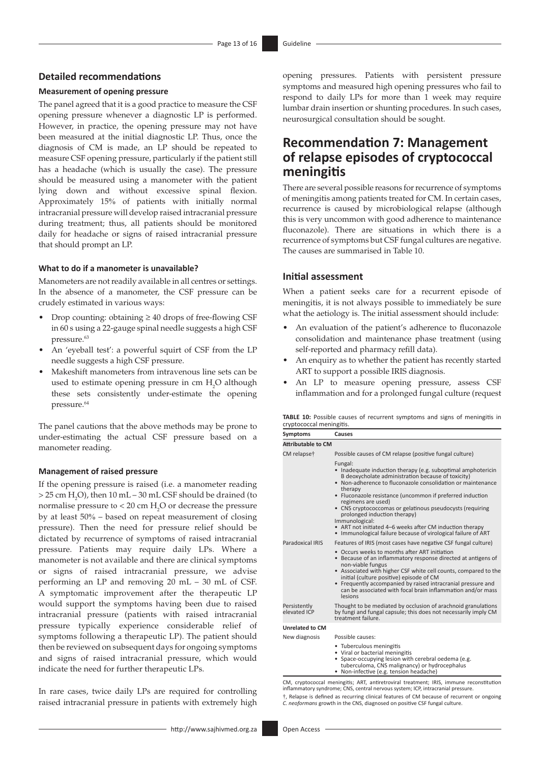### Detailed recommendations

#### Measurement of opening pressure

The panel agreed that it is a good practice to measure the CSF opening pressure whenever a diagnostic LP is performed. However, in practice, the opening pressure may not have been measured at the initial diagnostic LP. Thus, once the diagnosis of CM is made, an LP should be repeated to measure CSF opening pressure, particularly if the patient still has a headache (which is usually the case). The pressure should be measured using a manometer with the patient lying down and without excessive spinal flexion. Approximately 15% of patients with initially normal intracranial pressure will develop raised intracranial pressure during treatment; thus, all patients should be monitored daily for headache or signs of raised intracranial pressure that should prompt an LP.

#### What to do if a manometer is unavailable?

Manometers are not readily available in all centres or settings. In the absence of a manometer, the CSF pressure can be crudely estimated in various ways:

- Drop counting: obtaining ≥ 40 drops of free-flowing CSF in 60 s using a 22-gauge spinal needle suggests a high CSF pressure.[63]
- An 'eyeball test': a powerful squirt of CSF from the LP needle suggests a high CSF pressure.
- Makeshift manometers from intravenous line sets can be used to estimate opening pressure in cm $H_2O$ although these sets consistently under-estimate the opening pressure.[64]

The panel cautions that the above methods may be prone to under-estimating the actual CSF pressure based on a manometer reading.

#### Management of raised pressure

If the opening pressure is raised (i.e. a manometer reading > 25 cm $H_2O$), then 10 mL – 30 mL CSF should be drained (to normalise pressure to < 20 cm $H_2O$ or decrease the pressure by at least 50% – based on repeat measurement of closing pressure). Then the need for pressure relief should be dictated by recurrence of symptoms of raised intracranial pressure. Patients may require daily LPs. Where a manometer is not available and there are clinical symptoms or signs of raised intracranial pressure, we advise performing an LP and removing 20 mL – 30 mL of CSF. A symptomatic improvement after the therapeutic LP would support the symptoms having been due to raised intracranial pressure (patients with raised intracranial pressure typically experience considerable relief of symptoms following a therapeutic LP). The patient should then be reviewed on subsequent days for ongoing symptoms and signs of raised intracranial pressure, which would indicate the need for further therapeutic LPs.

In rare cases, twice daily LPs are required for controlling raised intracranial pressure in patients with extremely high opening pressures. Patients with persistent pressure symptoms and measured high opening pressures who fail to respond to daily LPs for more than 1 week may require lumbar drain insertion or shunting procedures. In such cases, neurosurgical consultation should be sought.

## Recommendation 7: Management of relapse episodes of cryptococcal meningitis

There are several possible reasons for recurrence of symptoms of meningitis among patients treated for CM. In certain cases, recurrence is caused by microbiological relapse (although this is very uncommon with good adherence to maintenance fluconazole). There are situations in which there is a recurrence of symptoms but CSF fungal cultures are negative. The causes are summarised in Table 10.

### Initial assessment

When a patient seeks care for a recurrent episode of meningitis, it is not always possible to immediately be sure what the aetiology is. The initial assessment should include:

- An evaluation of the patient's adherence to fluconazole consolidation and maintenance phase treatment (using self-reported and pharmacy refill data).
- An enquiry as to whether the patient has recently started ART to support a possible IRIS diagnosis.
- An LP to measure opening pressure, assess CSF inflammation and for a prolonged fungal culture (request

**TABLE 10:** Possible causes of recurrent symptoms and signs of meningitis in cryptococcal meningitis.

| Symptoms | Causes |
|---|---|
| **Attributable to CM** | |
| CM relapse† | Possible causes of CM relapse (positive fungal culture)<br>Fungal:<br>• Inadequate induction therapy (e.g. suboptimal amphotericin B deoxycholate administration because of toxicity)<br>• Non-adherence to fluconazole consolidation or maintenance therapy<br>• Fluconazole resistance (uncommon if preferred induction regimens are used)<br>• CNS cryptococcomas or gelatinous pseudocysts (requiring prolonged induction therapy)<br>Immunological:<br>• ART not initiated 4–6 weeks after CM induction therapy<br>• Immunological failure because of virological failure of ART |
| Paradoxical IRIS | Features of IRIS (most cases have negative CSF fungal culture)<br>• Occurs weeks to months after ART initiation<br>• Because of an inflammatory response directed at antigens of non-viable fungus<br>• Associated with higher CSF white cell counts, compared to the initial (culture positive) episode of CM<br>• Frequently accompanied by raised intracranial pressure and can be associated with focal brain inflammation and/or mass lesions |
| Persistently elevated ICP | Thought to be mediated by occlusion of arachnoid granulations by fungi and fungal capsule; this does not necessarily imply CM treatment failure. |
| **Unrelated to CM** | |
| New diagnosis | Possible causes:<br>• Tuberculous meningitis<br>• Viral or bacterial meningitis<br>• Space-occupying lesion with cerebral oedema (e.g. tuberculoma, CNS malignancy) or hydrocephalus<br>• Non-infective (e.g. tension headache) |

CM, cryptococcal meningitis; ART, antiretroviral treatment; IRIS, immune reconstitution inflammatory syndrome; CNS, central nervous system; ICP, intracranial pressure.

†, Relapse is defined as recurring clinical features of CM because of recurrent or ongoing *C. neoformans* growth in the CNS, diagnosed on positive CSF fungal culture.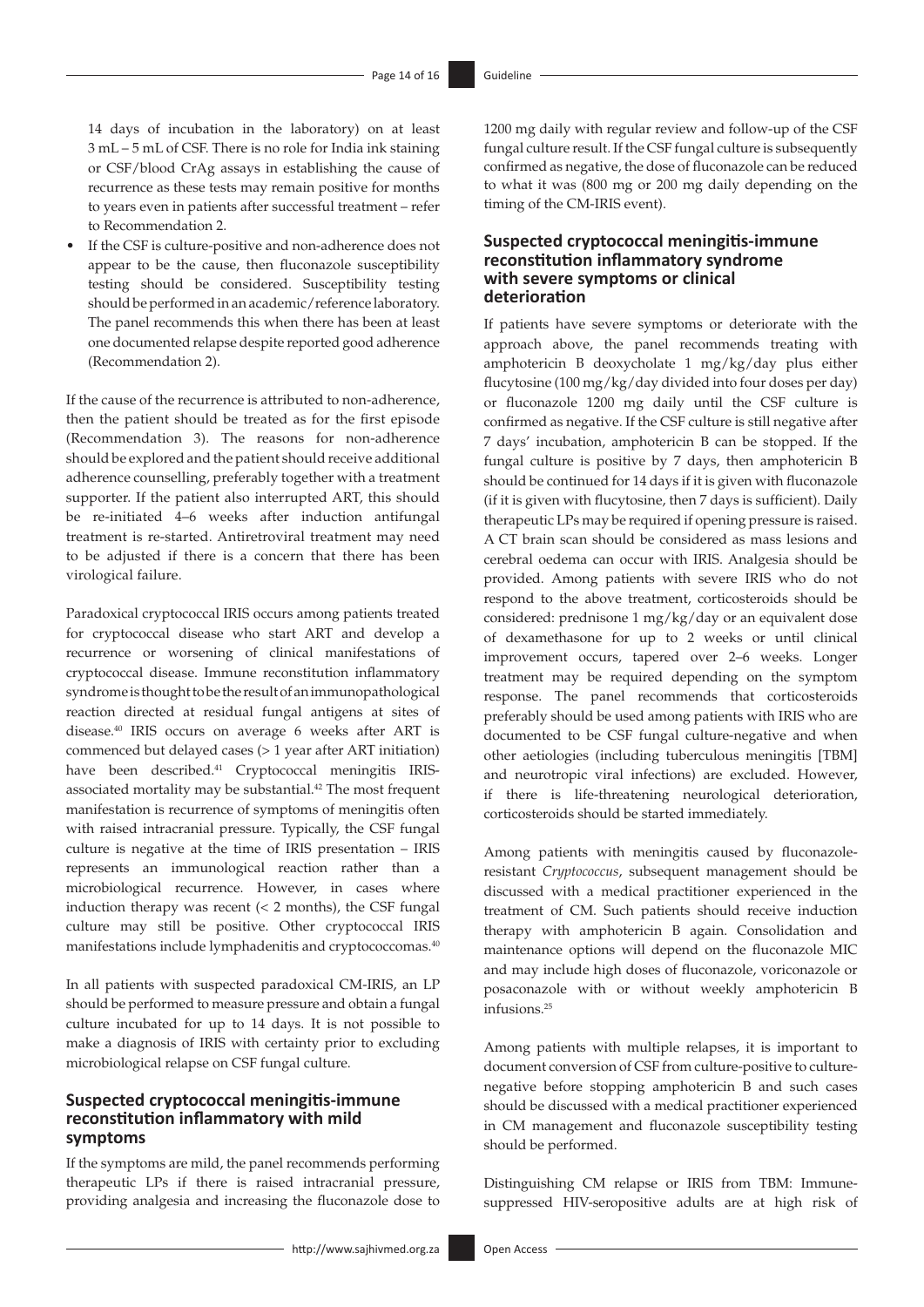14 days of incubation in the laboratory) on at least 3 mL – 5 mL of CSF. There is no role for India ink staining or CSF/blood CrAg assays in establishing the cause of recurrence as these tests may remain positive for months to years even in patients after successful treatment – refer to Recommendation 2.

- If the CSF is culture-positive and non-adherence does not appear to be the cause, then fluconazole susceptibility testing should be considered. Susceptibility testing should be performed in an academic/reference laboratory. The panel recommends this when there has been at least one documented relapse despite reported good adherence (Recommendation 2).

If the cause of the recurrence is attributed to non-adherence, then the patient should be treated as for the first episode (Recommendation 3). The reasons for non-adherence should be explored and the patient should receive additional adherence counselling, preferably together with a treatment supporter. If the patient also interrupted ART, this should be re-initiated 4–6 weeks after induction antifungal treatment is re-started. Antiretroviral treatment may need to be adjusted if there is a concern that there has been virological failure.

Paradoxical cryptococcal IRIS occurs among patients treated for cryptococcal disease who start ART and develop a recurrence or worsening of clinical manifestations of cryptococcal disease. Immune reconstitution inflammatory syndrome is thought to be the result of an immunopathological reaction directed at residual fungal antigens at sites of disease.[40] IRIS occurs on average 6 weeks after ART is commenced but delayed cases (> 1 year after ART initiation) have been described.[41] Cryptococcal meningitis IRIS-associated mortality may be substantial.[42] The most frequent manifestation is recurrence of symptoms of meningitis often with raised intracranial pressure. Typically, the CSF fungal culture is negative at the time of IRIS presentation – IRIS represents an immunological reaction rather than a microbiological recurrence. However, in cases where induction therapy was recent (< 2 months), the CSF fungal culture may still be positive. Other cryptococcal IRIS manifestations include lymphadenitis and cryptococcomas.[40]

In all patients with suspected paradoxical CM-IRIS, an LP should be performed to measure pressure and obtain a fungal culture incubated for up to 14 days. It is not possible to make a diagnosis of IRIS with certainty prior to excluding microbiological relapse on CSF fungal culture.

### Suspected cryptococcal meningitis-immune reconstitution inflammatory with mild symptoms

If the symptoms are mild, the panel recommends performing therapeutic LPs if there is raised intracranial pressure, providing analgesia and increasing the fluconazole dose to 1200 mg daily with regular review and follow-up of the CSF fungal culture result. If the CSF fungal culture is subsequently confirmed as negative, the dose of fluconazole can be reduced to what it was (800 mg or 200 mg daily depending on the timing of the CM-IRIS event).

### Suspected cryptococcal meningitis-immune reconstitution inflammatory syndrome with severe symptoms or clinical deterioration

If patients have severe symptoms or deteriorate with the approach above, the panel recommends treating with amphotericin B deoxycholate 1 mg/kg/day plus either flucytosine (100 mg/kg/day divided into four doses per day) or fluconazole 1200 mg daily until the CSF culture is confirmed as negative. If the CSF culture is still negative after 7 days' incubation, amphotericin B can be stopped. If the fungal culture is positive by 7 days, then amphotericin B should be continued for 14 days if it is given with fluconazole (if it is given with flucytosine, then 7 days is sufficient). Daily therapeutic LPs may be required if opening pressure is raised. A CT brain scan should be considered as mass lesions and cerebral oedema can occur with IRIS. Analgesia should be provided. Among patients with severe IRIS who do not respond to the above treatment, corticosteroids should be considered: prednisone 1 mg/kg/day or an equivalent dose of dexamethasone for up to 2 weeks or until clinical improvement occurs, tapered over 2–6 weeks. Longer treatment may be required depending on the symptom response. The panel recommends that corticosteroids preferably should be used among patients with IRIS who are documented to be CSF fungal culture-negative and when other aetiologies (including tuberculous meningitis [TBM] and neurotropic viral infections) are excluded. However, if there is life-threatening neurological deterioration, corticosteroids should be started immediately.

Among patients with meningitis caused by fluconazole-resistant *Cryptococcus*, subsequent management should be discussed with a medical practitioner experienced in the treatment of CM. Such patients should receive induction therapy with amphotericin B again. Consolidation and maintenance options will depend on the fluconazole MIC and may include high doses of fluconazole, voriconazole or posaconazole with or without weekly amphotericin B infusions.[25]

Among patients with multiple relapses, it is important to document conversion of CSF from culture-positive to culture-negative before stopping amphotericin B and such cases should be discussed with a medical practitioner experienced in CM management and fluconazole susceptibility testing should be performed.

Distinguishing CM relapse or IRIS from TBM: Immune-suppressed HIV-seropositive adults are at high risk of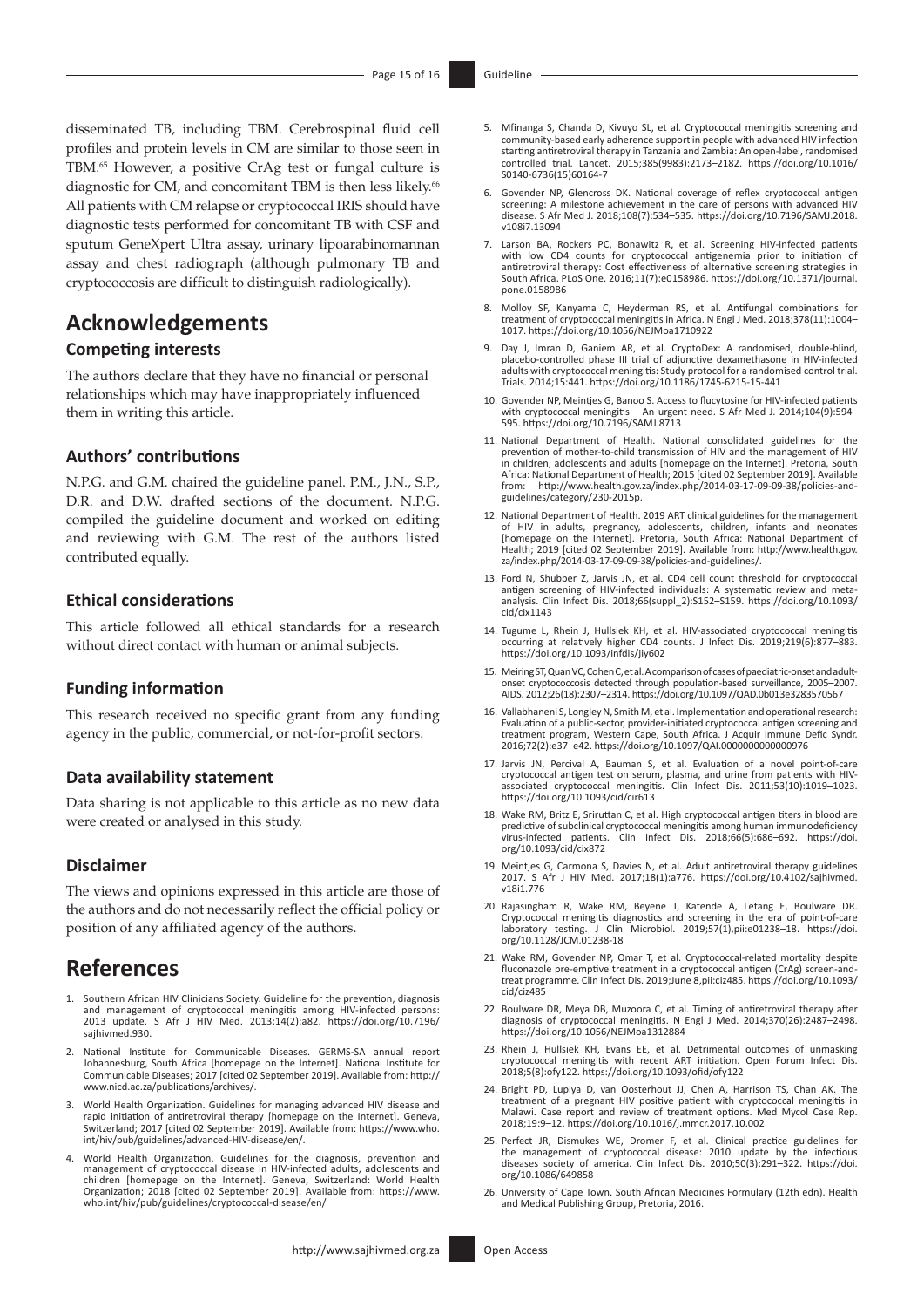disseminated TB, including TBM. Cerebrospinal fluid cell profiles and protein levels in CM are similar to those seen in TBM.[65] However, a positive CrAg test or fungal culture is diagnostic for CM, and concomitant TBM is then less likely.[66] All patients with CM relapse or cryptococcal IRIS should have diagnostic tests performed for concomitant TB with CSF and sputum GeneXpert Ultra assay, urinary lipoarabinomannan assay and chest radiograph (although pulmonary TB and cryptococcosis are difficult to distinguish radiologically).

# Acknowledgements

## Competing interests

The authors declare that they have no financial or personal relationships which may have inappropriately influenced them in writing this article.

## Authors' contributions

N.P.G. and G.M. chaired the guideline panel. P.M., J.N., S.P., D.R. and D.W. drafted sections of the document. N.P.G. compiled the guideline document and worked on editing and reviewing with G.M. The rest of the authors listed contributed equally.

## Ethical considerations

This article followed all ethical standards for a research without direct contact with human or animal subjects.

## Funding information

This research received no specific grant from any funding agency in the public, commercial, or not-for-profit sectors.

## Data availability statement

Data sharing is not applicable to this article as no new data were created or analysed in this study.

## Disclaimer

The views and opinions expressed in this article are those of the authors and do not necessarily reflect the official policy or position of any affiliated agency of the authors.

# References

1. Southern African HIV Clinicians Society. Guideline for the prevention, diagnosis and management of cryptococcal meningitis among HIV-infected persons: 2013 update. S Afr J HIV Med. 2013;14(2):a82. https://doi.org/10.7196/sajhivmed.930.
2. National Institute for Communicable Diseases. GERMS-SA annual report Johannesburg, South Africa [homepage on the Internet]. National Institute for Communicable Diseases; 2017 [cited 02 September 2019]. Available from: http://www.nicd.ac.za/publications/archives/.
3. World Health Organization. Guidelines for managing advanced HIV disease and rapid initiation of antiretroviral therapy [homepage on the Internet]. Geneva, Switzerland; 2017 [cited 02 September 2019]. Available from: https://www.who.int/hiv/pub/guidelines/advanced-HIV-disease/en/.
4. World Health Organization. Guidelines for the diagnosis, prevention and management of cryptococcal disease in HIV-infected adults, adolescents and children [homepage on the Internet]. Geneva, Switzerland: World Health Organization; 2018 [cited 02 September 2019]. Available from: https://www.who.int/hiv/pub/guidelines/cryptococcal-disease/en/
5. Mfinanga S, Chanda D, Kivuyo SL, et al. Cryptococcal meningitis screening and community-based early adherence support in people with advanced HIV infection starting antiretroviral therapy in Tanzania and Zambia: An open-label, randomised controlled trial. Lancet. 2015;385(9983):2173–2182. https://doi.org/10.1016/S0140-6736(15)60164-7
6. Govender NP, Glencross DK. National coverage of reflex cryptococcal antigen screening: A milestone achievement in the care of persons with advanced HIV disease. S Afr Med J. 2018;108(7):534–535. https://doi.org/10.7196/SAMJ.2018.v108i7.13094
7. Larson BA, Rockers PC, Bonawitz R, et al. Screening HIV-infected patients with low CD4 counts for cryptococcal antigenemia prior to initiation of antiretroviral therapy: Cost effectiveness of alternative screening strategies in South Africa. PLoS One. 2016;11(7):e0158986. https://doi.org/10.1371/journal.pone.0158986
8. Molloy SF, Kanyama C, Heyderman RS, et al. Antifungal combinations for treatment of cryptococcal meningitis in Africa. N Engl J Med. 2018;378(11):1004–1017. https://doi.org/10.1056/NEJMoa1710922
9. Day J, Imran D, Ganiem AR, et al. CryptoDex: A randomised, double-blind, placebo-controlled phase III trial of adjunctive dexamethasone in HIV-infected adults with cryptococcal meningitis: Study protocol for a randomised control trial. Trials. 2014;15:441. https://doi.org/10.1186/1745-6215-15-441
10. Govender NP, Meintjes G, Banoo S. Access to flucytosine for HIV-infected patients with cryptococcal meningitis – An urgent need. S Afr Med J. 2014;104(9):594–595. https://doi.org/10.7196/SAMJ.8713
11. National Department of Health. National consolidated guidelines for the prevention of mother-to-child transmission of HIV and the management of HIV in children, adolescents and adults [homepage on the Internet]. Pretoria, South Africa: National Department of Health; 2015 [cited 02 September 2019]. Available from: http://www.health.gov.za/index.php/2014-03-17-09-09-38/policies-and-guidelines/category/230-2015p.
12. National Department of Health. 2019 ART clinical guidelines for the management of HIV in adults, pregnancy, adolescents, children, infants and neonates [homepage on the Internet]. Pretoria, South Africa: National Department of Health; 2019 [cited 02 September 2019]. Available from: http://www.health.gov.za/index.php/2014-03-17-09-09-38/policies-and-guidelines/.
13. Ford N, Shubber Z, Jarvis JN, et al. CD4 cell count threshold for cryptococcal antigen screening of HIV-infected individuals: A systematic review and meta-analysis. Clin Infect Dis. 2018;66(suppl_2):S152–S159. https://doi.org/10.1093/cid/cix1143
14. Tugume L, Rhein J, Hullsiek KH, et al. HIV-associated cryptococcal meningitis occurring at relatively higher CD4 counts. J Infect Dis. 2019;219(6):877–883. https://doi.org/10.1093/infdis/jiy602
15. Meiring ST, Quan VC, Cohen C, et al. A comparison of cases of paediatric-onset and adult-onset cryptococcosis detected through population-based surveillance, 2005–2007. AIDS. 2012;26(18):2307–2314. https://doi.org/10.1097/QAD.0b013e3283570567
16. Vallabhaneni S, Longley N, Smith M, et al. Implementation and operational research: Evaluation of a public-sector, provider-initiated cryptococcal antigen screening and treatment program, Western Cape, South Africa. J Acquir Immune Defic Syndr. 2016;72(2):e37–e42. https://doi.org/10.1097/QAI.0000000000000976
17. Jarvis JN, Percival A, Bauman S, et al. Evaluation of a novel point-of-care cryptococcal antigen test on serum, plasma, and urine from patients with HIV-associated cryptococcal meningitis. Clin Infect Dis. 2011;53(10):1019–1023. https://doi.org/10.1093/cid/cir613
18. Wake RM, Britz E, Sriruttan C, et al. High cryptococcal antigen titers in blood are predictive of subclinical cryptococcal meningitis among human immunodeficiency virus-infected patients. Clin Infect Dis. 2018;66(5):686–692. https://doi.org/10.1093/cid/cix872
19. Meintjes G, Carmona S, Davies N, et al. Adult antiretroviral therapy guidelines 2017. S Afr J HIV Med. 2017;18(1):a776. https://doi.org/10.4102/sajhivmed.v18i1.776
20. Rajasingham R, Wake RM, Beyene T, Katende A, Letang E, Boulware DR. Cryptococcal meningitis diagnostics and screening in the era of point-of-care laboratory testing. J Clin Microbiol. 2019;57(1),pii:e01238–18. https://doi.org/10.1128/JCM.01238-18
21. Wake RM, Govender NP, Omar T, et al. Cryptococcal-related mortality despite fluconazole pre-emptive treatment in a cryptococcal antigen (CrAg) screen-and-treat programme. Clin Infect Dis. 2019;June 8,pii:ciz485. https://doi.org/10.1093/cid/ciz485
22. Boulware DR, Meya DB, Muzoora C, et al. Timing of antiretroviral therapy after diagnosis of cryptococcal meningitis. N Engl J Med. 2014;370(26):2487–2498. https://doi.org/10.1056/NEJMoa1312884
23. Rhein J, Hullsiek KH, Evans EE, et al. Detrimental outcomes of unmasking cryptococcal meningitis with recent ART initiation. Open Forum Infect Dis. 2018;5(8):ofy122. https://doi.org/10.1093/ofid/ofy122
24. Bright PD, Lupiya D, van Oosterhout JJ, Chen A, Harrison TS, Chan AK. The treatment of a pregnant HIV positive patient with cryptococcal meningitis in Malawi. Case report and review of treatment options. Med Mycol Case Rep. 2018;19:9–12. https://doi.org/10.1016/j.mmcr.2017.10.002
25. Perfect JR, Dismukes WE, Dromer F, et al. Clinical practice guidelines for the management of cryptococcal disease: 2010 update by the infectious diseases society of america. Clin Infect Dis. 2010;50(3):291–322. https://doi.org/10.1086/649858
26. University of Cape Town. South African Medicines Formulary (12th edn). Health and Medical Publishing Group, Pretoria, 2016.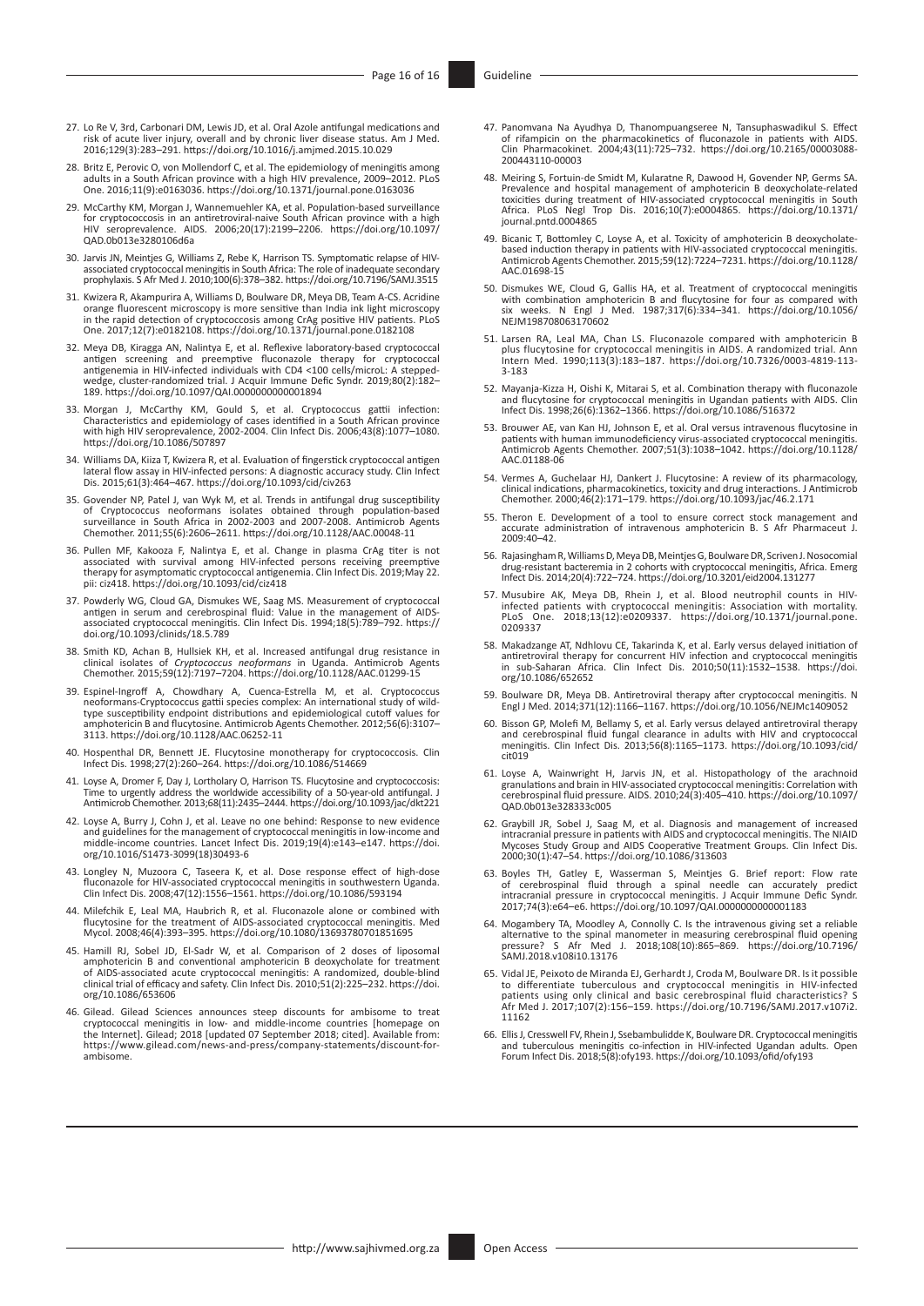27. Lo Re V, 3rd, Carbonari DM, Lewis JD, et al. Oral Azole antifungal medications and risk of acute liver injury, overall and by chronic liver disease status. Am J Med. 2016;129(3):283–291. https://doi.org/10.1016/j.amjmed.2015.10.029

28. Britz E, Perovic O, von Mollendorf C, et al. The epidemiology of meningitis among adults in a South African province with a high HIV prevalence, 2009–2012. PLoS One. 2016;11(9):e0163036. https://doi.org/10.1371/journal.pone.0163036

29. McCarthy KM, Morgan J, Wannemuehler KA, et al. Population-based surveillance for cryptococcosis in an antiretroviral-naive South African province with a high HIV seroprevalence. AIDS. 2006;20(17):2199–2206. https://doi.org/10.1097/QAD.0b013e3280106d6a

30. Jarvis JN, Meintjes G, Williams Z, Rebe K, Harrison TS. Symptomatic relapse of HIV-associated cryptococcal meningitis in South Africa: The role of inadequate secondary prophylaxis. S Afr Med J. 2010;100(6):378–382. https://doi.org/10.7196/SAMJ.3515

31. Kwizera R, Akampurira A, Williams D, Boulware DR, Meya DB, Team A-CS. Acridine orange fluorescent microscopy is more sensitive than India ink light microscopy in the rapid detection of cryptococcosis among CrAg positive HIV patients. PLoS One. 2017;12(7):e0182108. https://doi.org/10.1371/journal.pone.0182108

32. Meya DB, Kiragga AN, Nalintya E, et al. Reflexive laboratory-based cryptococcal antigen screening and preemptive fluconazole therapy for cryptococcal antigenemia in HIV-infected individuals with CD4 <100 cells/microL: A stepped-wedge, cluster-randomized trial. J Acquir Immune Defic Syndr. 2019;80(2):182–189. https://doi.org/10.1097/QAI.0000000000001894

33. Morgan J, McCarthy KM, Gould S, et al. Cryptococcus gattii infection: Characteristics and epidemiology of cases identified in a South African province with high HIV seroprevalence, 2002-2004. Clin Infect Dis. 2006;43(8):1077–1080. https://doi.org/10.1086/507897

34. Williams DA, Kiiza T, Kwizera R, et al. Evaluation of fingerstick cryptococcal antigen lateral flow assay in HIV-infected persons: A diagnostic accuracy study. Clin Infect Dis. 2015;61(3):464–467. https://doi.org/10.1093/cid/civ263

35. Govender NP, Patel J, van Wyk M, et al. Trends in antifungal drug susceptibility of Cryptococcus neoformans isolates obtained through population-based surveillance in South Africa in 2002-2003 and 2007-2008. Antimicrob Agents Chemother. 2011;55(6):2606–2611. https://doi.org/10.1128/AAC.00048-11

36. Pullen MF, Kakooza F, Nalintya E, et al. Change in plasma CrAg titer is not associated with survival among HIV-infected persons receiving preemptive therapy for asymptomatic cryptococcal antigenemia. Clin Infect Dis. 2019;May 22. pii: ciz418. https://doi.org/10.1093/cid/ciz418

37. Powderly WG, Cloud GA, Dismukes WE, Saag MS. Measurement of cryptococcal antigen in serum and cerebrospinal fluid: Value in the management of AIDS-associated cryptococcal meningitis. Clin Infect Dis. 1994;18(5):789–792. https://doi.org/10.1093/clinids/18.5.789

38. Smith KD, Achan B, Hullsiek KH, et al. Increased antifungal drug resistance in clinical isolates of *Cryptococcus neoformans* in Uganda. Antimicrob Agents Chemother. 2015;59(12):7197–7204. https://doi.org/10.1128/AAC.01299-15

39. Espinel-Ingroff A, Chowdhary A, Cuenca-Estrella M, et al. Cryptococcus neoformans-Cryptococcus gattii species complex: An international study of wild-type susceptibility endpoint distributions and epidemiological cutoff values for amphotericin B and flucytosine. Antimicrob Agents Chemother. 2012;56(6):3107–3113. https://doi.org/10.1128/AAC.06252-11

40. Hospenthal DR, Bennett JE. Flucytosine monotherapy for cryptococcosis. Clin Infect Dis. 1998;27(2):260–264. https://doi.org/10.1086/514669

41. Loyse A, Dromer F, Day J, Lortholary O, Harrison TS. Flucytosine and cryptococcosis: Time to urgently address the worldwide accessibility of a 50-year-old antifungal. J Antimicrob Chemother. 2013;68(11):2435–2444. https://doi.org/10.1093/jac/dkt221

42. Loyse A, Burry J, Cohn J, et al. Leave no one behind: Response to new evidence and guidelines for the management of cryptococcal meningitis in low-income and middle-income countries. Lancet Infect Dis. 2019;19(4):e143–e147. https://doi.org/10.1016/S1473-3099(18)30493-6

43. Longley N, Muzoora C, Taseera K, et al. Dose response effect of high-dose fluconazole for HIV-associated cryptococcal meningitis in southwestern Uganda. Clin Infect Dis. 2008;47(12):1556–1561. https://doi.org/10.1086/593194

44. Milefchik E, Leal MA, Haubrich R, et al. Fluconazole alone or combined with flucytosine for the treatment of AIDS-associated cryptococcal meningitis. Med Mycol. 2008;46(4):393–395. https://doi.org/10.1080/13693780701851695

45. Hamill RJ, Sobel JD, El-Sadr W, et al. Comparison of 2 doses of liposomal amphotericin B and conventional amphotericin B deoxycholate for treatment of AIDS-associated acute cryptococcal meningitis: A randomized, double-blind clinical trial of efficacy and safety. Clin Infect Dis. 2010;51(2):225–232. https://doi.org/10.1086/653606

46. Gilead. Gilead Sciences announces steep discounts for ambisome to treat cryptococcal meningitis in low- and middle-income countries [homepage on the Internet]. Gilead; 2018 [updated 07 September 2018; cited]. Available from: https://www.gilead.com/news-and-press/company-statements/discount-for-ambisome.

47. Panomvana Na Ayudhya D, Thanompuangseree N, Tansuphaswadikul S. Effect of rifampicin on the pharmacokinetics of fluconazole in patients with AIDS. Clin Pharmacokinet. 2004;43(11):725–732. https://doi.org/10.2165/00003088-200443110-00003

48. Meiring S, Fortuin-de Smidt M, Kularatne R, Dawood H, Govender NP, Germs SA. Prevalence and hospital management of amphotericin B deoxycholate-related toxicities during treatment of HIV-associated cryptococcal meningitis in South Africa. PLoS Negl Trop Dis. 2016;10(7):e0004865. https://doi.org/10.1371/journal.pntd.0004865

49. Bicanic T, Bottomley C, Loyse A, et al. Toxicity of amphotericin B deoxycholate-based induction therapy in patients with HIV-associated cryptococcal meningitis. Antimicrob Agents Chemother. 2015;59(12):7224–7231. https://doi.org/10.1128/AAC.01698-15

50. Dismukes WE, Cloud G, Gallis HA, et al. Treatment of cryptococcal meningitis with combination amphotericin B and flucytosine for four as compared with six weeks. N Engl J Med. 1987;317(6):334–341. https://doi.org/10.1056/NEJM198708063170602

51. Larsen RA, Leal MA, Chan LS. Fluconazole compared with amphotericin B plus flucytosine for cryptococcal meningitis in AIDS. A randomized trial. Ann Intern Med. 1990;113(3):183–187. https://doi.org/10.7326/0003-4819-113-3-183

52. Mayanja-Kizza H, Oishi K, Mitarai S, et al. Combination therapy with fluconazole and flucytosine for cryptococcal meningitis in Ugandan patients with AIDS. Clin Infect Dis. 1998;26(6):1362–1366. https://doi.org/10.1086/516372

53. Brouwer AE, van Kan HJ, Johnson E, et al. Oral versus intravenous flucytosine in patients with human immunodeficiency virus-associated cryptococcal meningitis. Antimicrob Agents Chemother. 2007;51(3):1038–1042. https://doi.org/10.1128/AAC.01188-06

54. Vermes A, Guchelaar HJ, Dankert J. Flucytosine: A review of its pharmacology, clinical indications, pharmacokinetics, toxicity and drug interactions. J Antimicrob Chemother. 2000;46(2):171–179. https://doi.org/10.1093/jac/46.2.171

55. Theron E. Development of a tool to ensure correct stock management and accurate administration of intravenous amphotericin B. S Afr Pharmaceut J. 2009:40–42.

56. Rajasingham R, Williams D, Meya DB, Meintjes G, Boulware DR, Scriven J. Nosocomial drug-resistant bacteremia in 2 cohorts with cryptococcal meningitis, Africa. Emerg Infect Dis. 2014;20(4):722–724. https://doi.org/10.3201/eid2004.131277

57. Musubire AK, Meya DB, Rhein J, et al. Blood neutrophil counts in HIV-infected patients with cryptococcal meningitis: Association with mortality. PLoS One. 2018;13(12):e0209337. https://doi.org/10.1371/journal.pone.0209337

58. Makadzange AT, Ndhlovu CE, Takarinda K, et al. Early versus delayed initiation of antiretroviral therapy for concurrent HIV infection and cryptococcal meningitis in sub-Saharan Africa. Clin Infect Dis. 2010;50(11):1532–1538. https://doi.org/10.1086/652652

59. Boulware DR, Meya DB. Antiretroviral therapy after cryptococcal meningitis. N Engl J Med. 2014;371(12):1166–1167. https://doi.org/10.1056/NEJMc1409052

60. Bisson GP, Molefi M, Bellamy S, et al. Early versus delayed antiretroviral therapy and cerebrospinal fluid fungal clearance in adults with HIV and cryptococcal meningitis. Clin Infect Dis. 2013;56(8):1165–1173. https://doi.org/10.1093/cid/cit019

61. Loyse A, Wainwright H, Jarvis JN, et al. Histopathology of the arachnoid granulations and brain in HIV-associated cryptococcal meningitis: Correlation with cerebrospinal fluid pressure. AIDS. 2010;24(3):405–410. https://doi.org/10.1097/QAD.0b013e328333c005

62. Graybill JR, Sobel J, Saag M, et al. Diagnosis and management of increased intracranial pressure in patients with AIDS and cryptococcal meningitis. The NIAID Mycoses Study Group and AIDS Cooperative Treatment Groups. Clin Infect Dis. 2000;30(1):47–54. https://doi.org/10.1086/313603

63. Boyles TH, Gatley E, Wasserman S, Meintjes G. Brief report: Flow rate of cerebrospinal fluid through a spinal needle can accurately predict intracranial pressure in cryptococcal meningitis. J Acquir Immune Defic Syndr. 2017;74(3):e64–e6. https://doi.org/10.1097/QAI.0000000000001183

64. Mogambery TA, Moodley A, Connolly C. Is the intravenous giving set a reliable alternative to the spinal manometer in measuring cerebrospinal fluid opening pressure? S Afr Med J. 2018;108(10):865–869. https://doi.org/10.7196/SAMJ.2018.v108i10.13176

65. Vidal JE, Peixoto de Miranda EJ, Gerhardt J, Croda M, Boulware DR. Is it possible to differentiate tuberculous and cryptococcal meningitis in HIV-infected patients using only clinical and basic cerebrospinal fluid characteristics? S Afr Med J. 2017;107(2):156–159. https://doi.org/10.7196/SAMJ.2017.v107i2.11162

66. Ellis J, Cresswell FV, Rhein J, Ssebambulidde K, Boulware DR. Cryptococcal meningitis and tuberculous meningitis co-infection in HIV-infected Ugandan adults. Open Forum Infect Dis. 2018;5(8):ofy193. https://doi.org/10.1093/ofid/ofy193